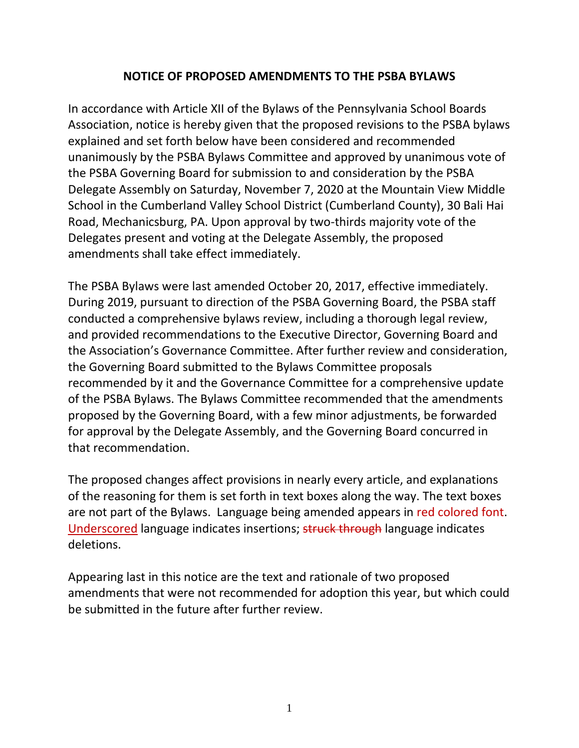# NOTICE OF PROPOSED AMENDMENTS TO THE PSBA BYLAWS

In accordance with Article XII of the Bylaws of the Pennsylvania School Boards Association, notice is hereby given that the proposed revisions to the PSBA bylaws explained and set forth below have been considered and recommended unanimously by the PSBA Bylaws Committee and approved by unanimous vote of the PSBA Governing Board for submission to and consideration by the PSBA Delegate Assembly on Saturday, November 7, 2020 at the Mountain View Middle School in the Cumberland Valley School District (Cumberland County), 30 Bali Hai Road, Mechanicsburg, PA. Upon approval by two-thirds majority vote of the Delegates present and voting at the Delegate Assembly, the proposed amendments shall take effect immediately.

The PSBA Bylaws were last amended October 20, 2017, effective immediately. During 2019, pursuant to direction of the PSBA Governing Board, the PSBA staff conducted a comprehensive bylaws review, including a thorough legal review, and provided recommendations to the Executive Director, Governing Board and the Association's Governance Committee. After further review and consideration, the Governing Board submitted to the Bylaws Committee proposals recommended by it and the Governance Committee for a comprehensive update of the PSBA Bylaws. The Bylaws Committee recommended that the amendments proposed by the Governing Board, with a few minor adjustments, be forwarded for approval by the Delegate Assembly, and the Governing Board concurred in that recommendation.

The proposed changes affect provisions in nearly every article, and explanations of the reasoning for them is set forth in text boxes along the way. The text boxes are not part of the Bylaws. Language being amended appears in red colored font. <u>Underscored</u> language indicates insertions; ~~struck through~~ language indicates deletions.

Appearing last in this notice are the text and rationale of two proposed amendments that were not recommended for adoption this year, but which could be submitted in the future after further review.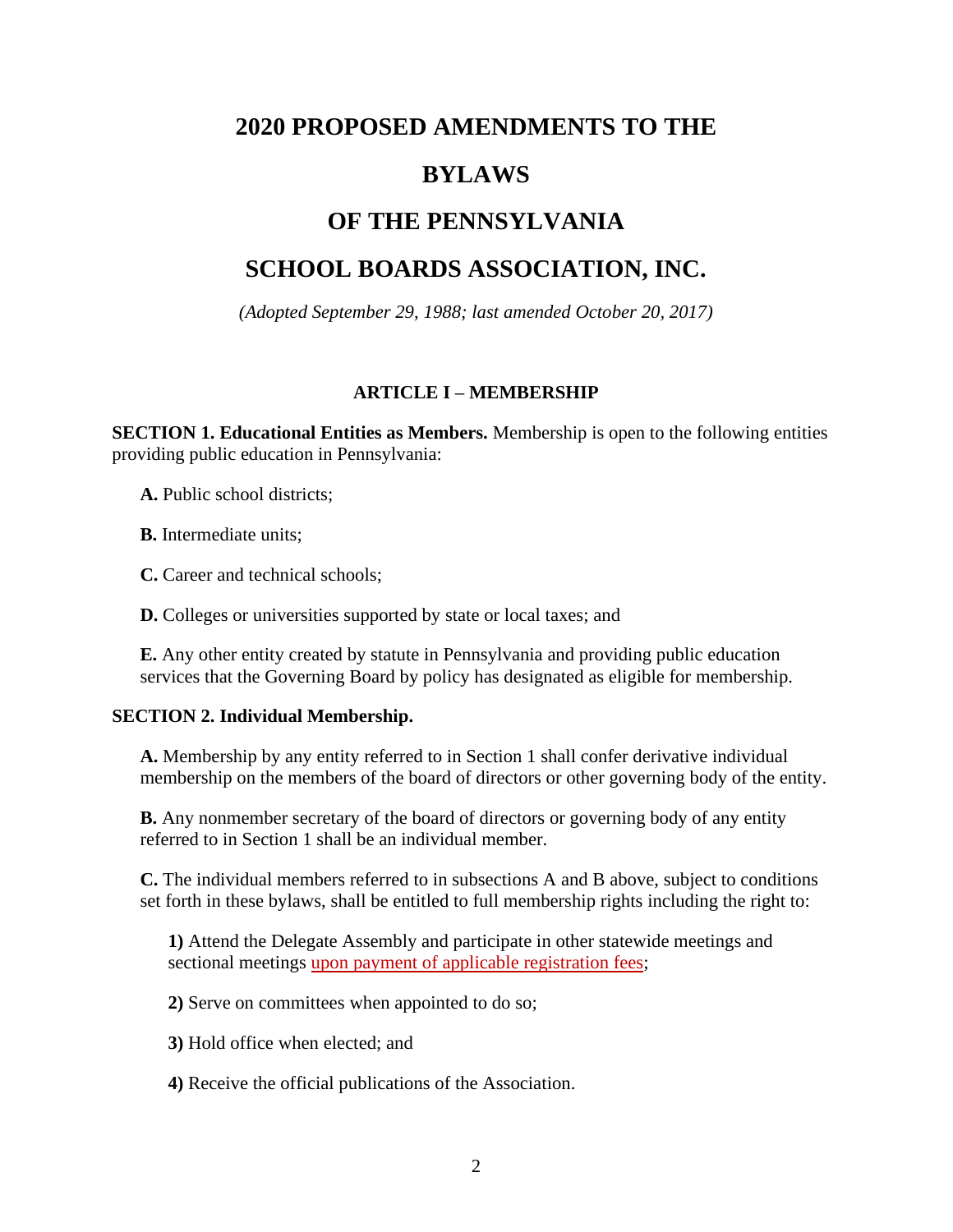# 2020 PROPOSED AMENDMENTS TO THE

# BYLAWS

# OF THE PENNSYLVANIA

# SCHOOL BOARDS ASSOCIATION, INC.

*(Adopted September 29, 1988; last amended October 20, 2017)*

## ARTICLE I – MEMBERSHIP

**SECTION 1. Educational Entities as Members.** Membership is open to the following entities providing public education in Pennsylvania:

**A.** Public school districts;

**B.** Intermediate units;

**C.** Career and technical schools;

**D.** Colleges or universities supported by state or local taxes; and

**E.** Any other entity created by statute in Pennsylvania and providing public education services that the Governing Board by policy has designated as eligible for membership.

**SECTION 2. Individual Membership.**

**A.** Membership by any entity referred to in Section 1 shall confer derivative individual membership on the members of the board of directors or other governing body of the entity.

**B.** Any nonmember secretary of the board of directors or governing body of any entity referred to in Section 1 shall be an individual member.

**C.** The individual members referred to in subsections A and B above, subject to conditions set forth in these bylaws, shall be entitled to full membership rights including the right to:

**1)** Attend the Delegate Assembly and participate in other statewide meetings and sectional meetings upon payment of applicable registration fees;

**2)** Serve on committees when appointed to do so;

**3)** Hold office when elected; and

**4)** Receive the official publications of the Association.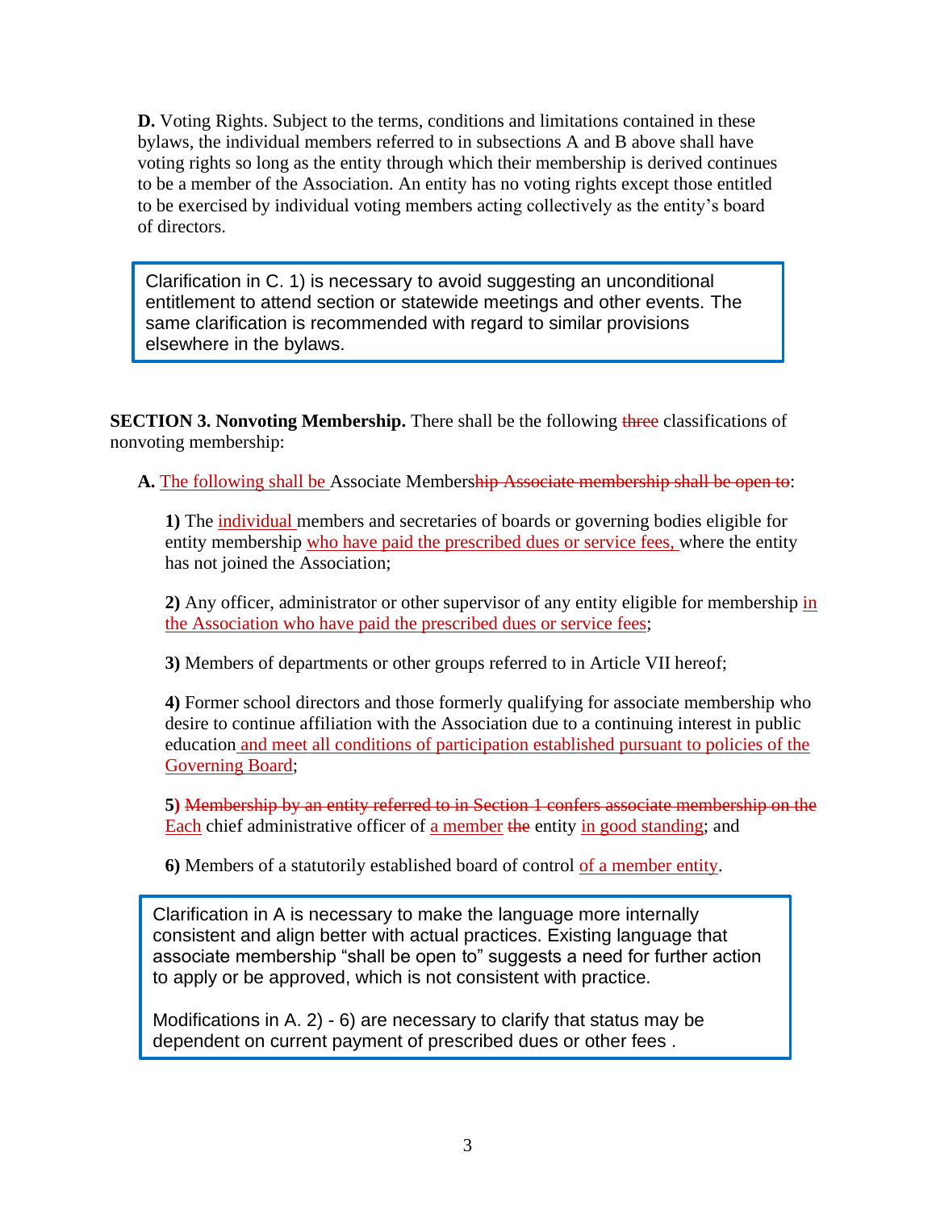**D.** Voting Rights. Subject to the terms, conditions and limitations contained in these bylaws, the individual members referred to in subsections A and B above shall have voting rights so long as the entity through which their membership is derived continues to be a member of the Association. An entity has no voting rights except those entitled to be exercised by individual voting members acting collectively as the entity's board of directors.

> Clarification in C. 1) is necessary to avoid suggesting an unconditional entitlement to attend section or statewide meetings and other events. The same clarification is recommended with regard to similar provisions elsewhere in the bylaws.

**SECTION 3. Nonvoting Membership.** There shall be the following ~~three~~ classifications of nonvoting membership:

**A.** <u>The following shall be</u> Associate Members~~hip Associate membership shall be open to~~:

**1)** The <u>individual</u> members and secretaries of boards or governing bodies eligible for entity membership <u>who have paid the prescribed dues or service fees,</u> where the entity has not joined the Association;

**2)** Any officer, administrator or other supervisor of any entity eligible for membership <u>in the Association who have paid the prescribed dues or service fees</u>;

**3)** Members of departments or other groups referred to in Article VII hereof;

**4)** Former school directors and those formerly qualifying for associate membership who desire to continue affiliation with the Association due to a continuing interest in public education <u>and meet all conditions of participation established pursuant to policies of the Governing Board</u>;

**5)** ~~Membership by an entity referred to in Section 1 confers associate membership on the~~ <u>Each</u> chief administrative officer of <u>a member</u> ~~the~~ entity <u>in good standing</u>; and

**6)** Members of a statutorily established board of control <u>of a member entity</u>.

> Clarification in A is necessary to make the language more internally consistent and align better with actual practices. Existing language that associate membership "shall be open to" suggests a need for further action to apply or be approved, which is not consistent with practice.
>
> Modifications in A. 2) - 6) are necessary to clarify that status may be dependent on current payment of prescribed dues or other fees .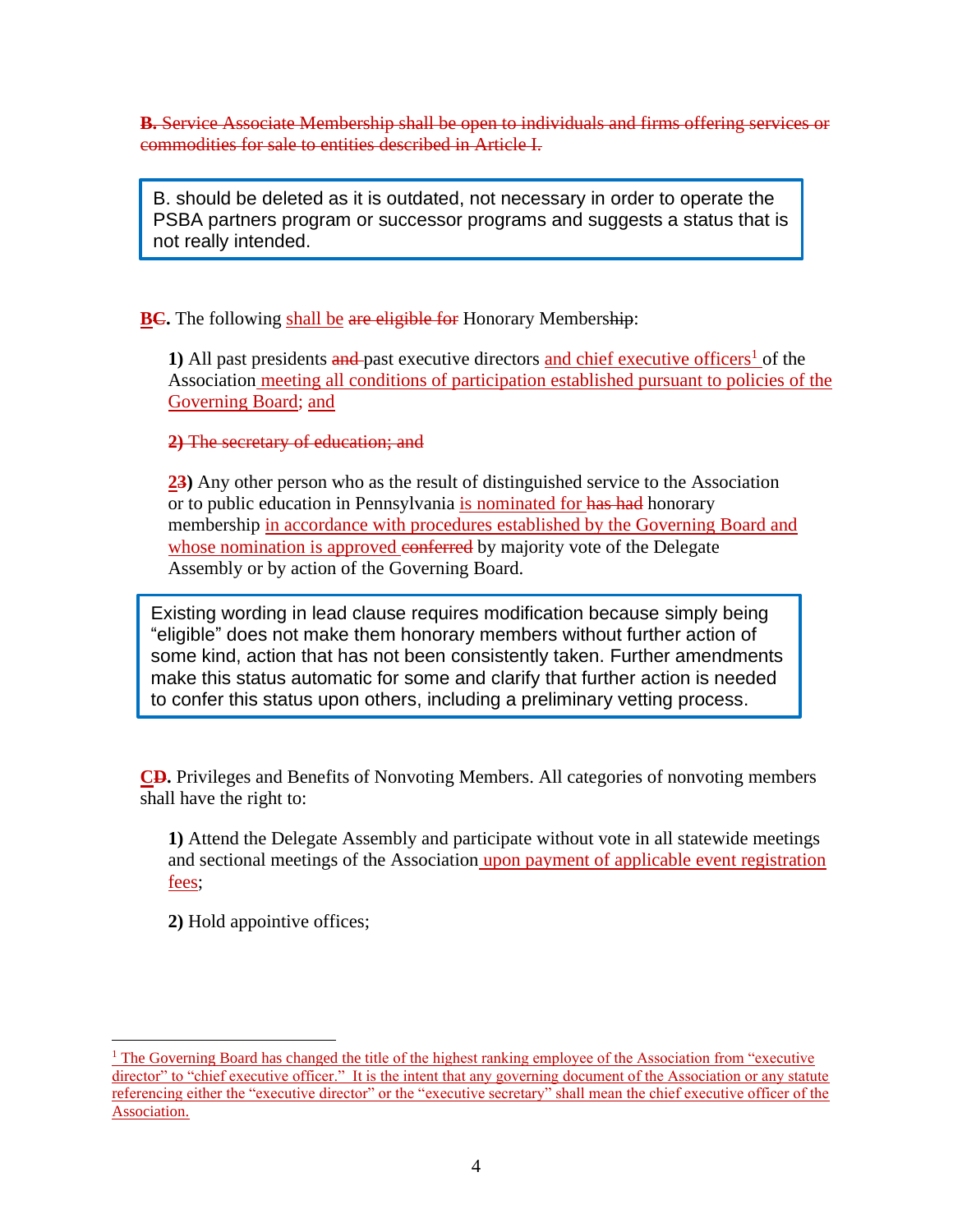~~**B.** Service Associate Membership shall be open to individuals and firms offering services or commodities for sale to entities described in Article I.~~

> B. should be deleted as it is outdated, not necessary in order to operate the PSBA partners program or successor programs and suggests a status that is not really intended.

**B~~C~~.** The following shall be ~~are eligible for~~ Honorary Members~~hip~~:

**1)** All past presidents ~~and~~ past executive directors and chief executive officers[1] of the Association meeting all conditions of participation established pursuant to policies of the Governing Board; and

~~**2)** The secretary of education; and~~

**2~~3~~)** Any other person who as the result of distinguished service to the Association or to public education in Pennsylvania is nominated for ~~has had~~ honorary membership in accordance with procedures established by the Governing Board and whose nomination is approved ~~conferred~~ by majority vote of the Delegate Assembly or by action of the Governing Board.

> Existing wording in lead clause requires modification because simply being "eligible" does not make them honorary members without further action of some kind, action that has not been consistently taken. Further amendments make this status automatic for some and clarify that further action is needed to confer this status upon others, including a preliminary vetting process.

**C~~D~~.** Privileges and Benefits of Nonvoting Members. All categories of nonvoting members shall have the right to:

**1)** Attend the Delegate Assembly and participate without vote in all statewide meetings and sectional meetings of the Association upon payment of applicable event registration fees;

**2)** Hold appointive offices;

---

[1] The Governing Board has changed the title of the highest ranking employee of the Association from "executive director" to "chief executive officer." It is the intent that any governing document of the Association or any statute referencing either the "executive director" or the "executive secretary" shall mean the chief executive officer of the Association.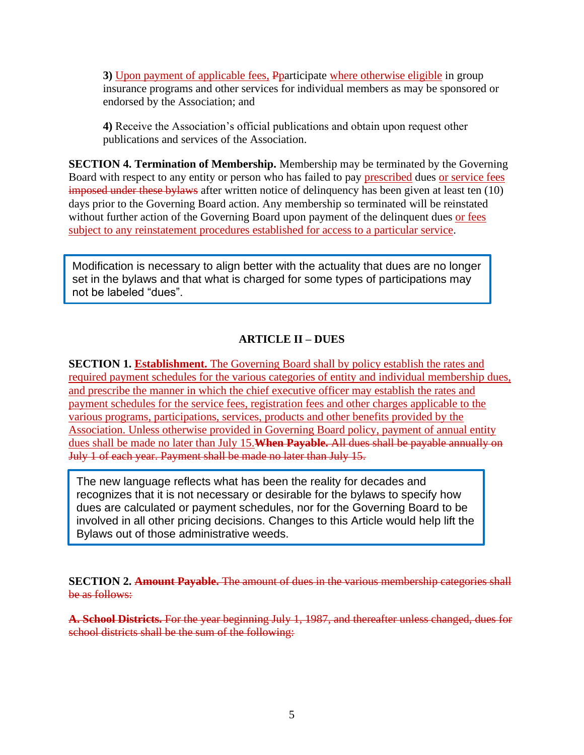**3)** Upon payment of applicable fees, ~~P~~participate where otherwise eligible in group insurance programs and other services for individual members as may be sponsored or endorsed by the Association; and

**4)** Receive the Association's official publications and obtain upon request other publications and services of the Association.

**SECTION 4. Termination of Membership.** Membership may be terminated by the Governing Board with respect to any entity or person who has failed to pay prescribed dues or service fees ~~imposed under these bylaws~~ after written notice of delinquency has been given at least ten (10) days prior to the Governing Board action. Any membership so terminated will be reinstated without further action of the Governing Board upon payment of the delinquent dues or fees subject to any reinstatement procedures established for access to a particular service.

> Modification is necessary to align better with the actuality that dues are no longer set in the bylaws and that what is charged for some types of participations may not be labeled "dues".

## ARTICLE II – DUES

**SECTION 1. Establishment.** The Governing Board shall by policy establish the rates and required payment schedules for the various categories of entity and individual membership dues, and prescribe the manner in which the chief executive officer may establish the rates and payment schedules for the service fees, registration fees and other charges applicable to the various programs, participations, services, products and other benefits provided by the Association. Unless otherwise provided in Governing Board policy, payment of annual entity dues shall be made no later than July 15.~~**When Payable.** All dues shall be payable annually on July 1 of each year. Payment shall be made no later than July 15.~~

> The new language reflects what has been the reality for decades and recognizes that it is not necessary or desirable for the bylaws to specify how dues are calculated or payment schedules, nor for the Governing Board to be involved in all other pricing decisions. Changes to this Article would help lift the Bylaws out of those administrative weeds.

**SECTION 2.** ~~**Amount Payable.** The amount of dues in the various membership categories shall be as follows:~~

~~**A. School Districts.** For the year beginning July 1, 1987, and thereafter unless changed, dues for school districts shall be the sum of the following:~~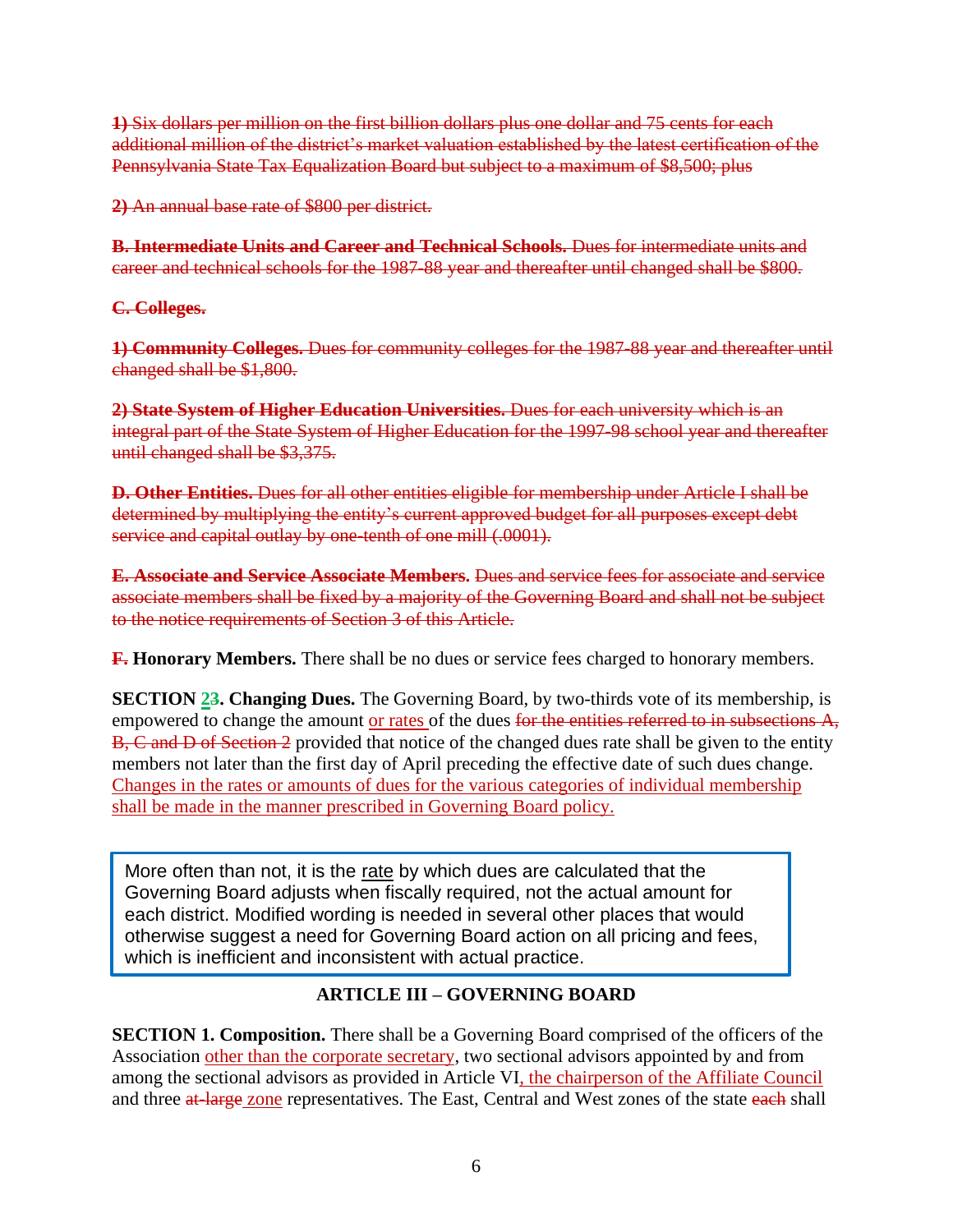~~**1)** Six dollars per million on the first billion dollars plus one dollar and 75 cents for each additional million of the district's market valuation established by the latest certification of the Pennsylvania State Tax Equalization Board but subject to a maximum of $8,500; plus~~

~~**2)** An annual base rate of $800 per district.~~

~~**B. Intermediate Units and Career and Technical Schools.** Dues for intermediate units and career and technical schools for the 1987-88 year and thereafter until changed shall be $800.~~

~~**C. Colleges.**~~

~~**1) Community Colleges.** Dues for community colleges for the 1987-88 year and thereafter until changed shall be $1,800.~~

~~**2) State System of Higher Education Universities.** Dues for each university which is an integral part of the State System of Higher Education for the 1997-98 school year and thereafter until changed shall be $3,375.~~

~~**D. Other Entities.** Dues for all other entities eligible for membership under Article I shall be determined by multiplying the entity's current approved budget for all purposes except debt service and capital outlay by one-tenth of one mill (.0001).~~

~~**E. Associate and Service Associate Members.** Dues and service fees for associate and service associate members shall be fixed by a majority of the Governing Board and shall not be subject to the notice requirements of Section 3 of this Article.~~

~~**F.**~~ **Honorary Members.** There shall be no dues or service fees charged to honorary members.

**SECTION <u>2</u>~~3~~. Changing Dues.** The Governing Board, by two-thirds vote of its membership, is empowered to change the amount <u>or rates</u> of the dues ~~for the entities referred to in subsections A, B, C and D of Section 2~~ provided that notice of the changed dues rate shall be given to the entity members not later than the first day of April preceding the effective date of such dues change. <u>Changes in the rates or amounts of dues for the various categories of individual membership shall be made in the manner prescribed in Governing Board policy.</u>

> More often than not, it is the <u>rate</u> by which dues are calculated that the Governing Board adjusts when fiscally required, not the actual amount for each district. Modified wording is needed in several other places that would otherwise suggest a need for Governing Board action on all pricing and fees, which is inefficient and inconsistent with actual practice.

## ARTICLE III – GOVERNING BOARD

**SECTION 1. Composition.** There shall be a Governing Board comprised of the officers of the Association <u>other than the corporate secretary</u>, two sectional advisors appointed by and from among the sectional advisors as provided in Article VI<u>, the chairperson of the Affiliate Council</u> and three ~~at-large~~ <u>zone</u> representatives. The East, Central and West zones of the state ~~each~~ shall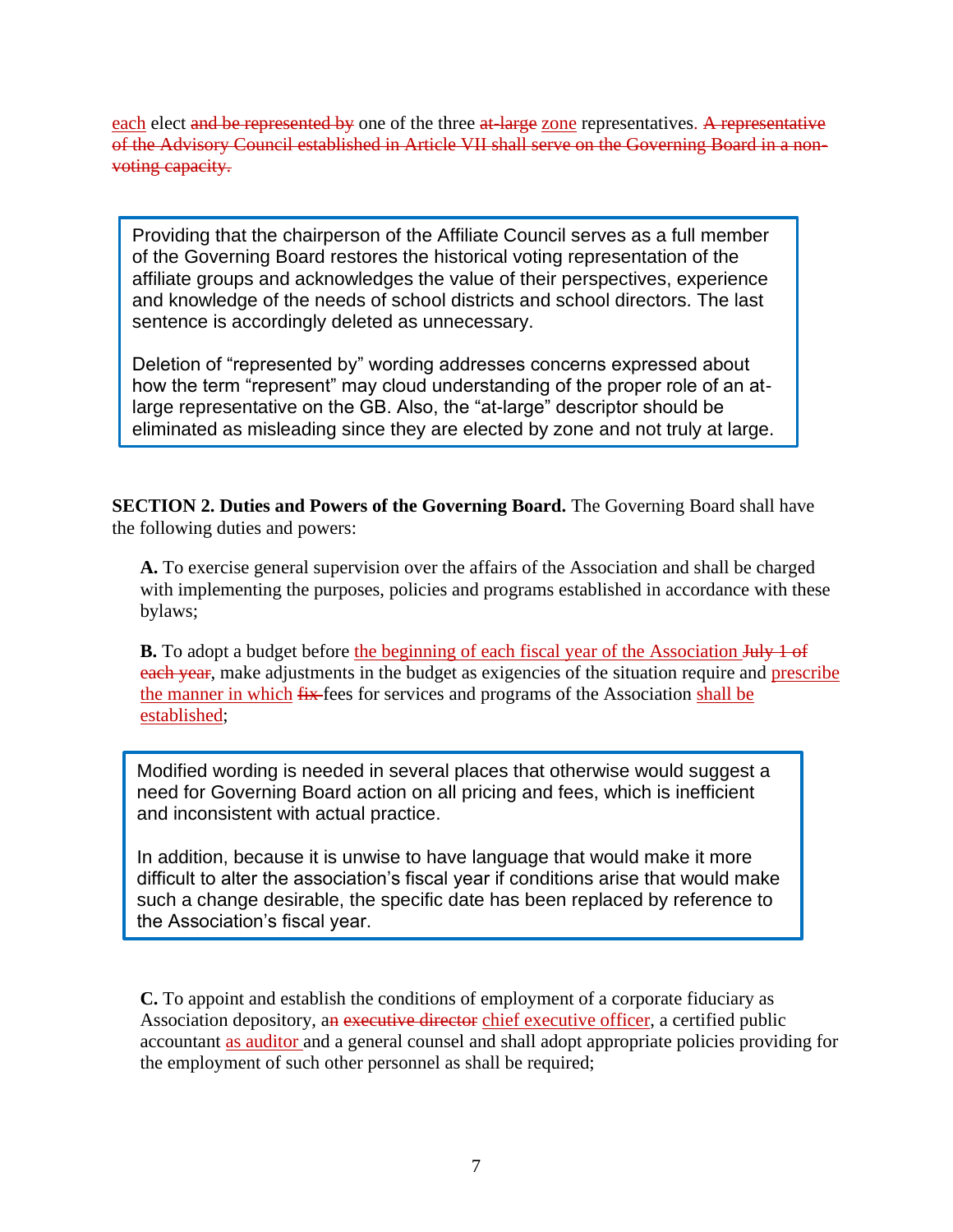each elect ~~and be represented by~~ one of the three ~~at-large~~ zone representatives. ~~A representative of the Advisory Council established in Article VII shall serve on the Governing Board in a non-voting capacity.~~

> Providing that the chairperson of the Affiliate Council serves as a full member of the Governing Board restores the historical voting representation of the affiliate groups and acknowledges the value of their perspectives, experience and knowledge of the needs of school districts and school directors. The last sentence is accordingly deleted as unnecessary.
>
> Deletion of "represented by" wording addresses concerns expressed about how the term "represent" may cloud understanding of the proper role of an at-large representative on the GB. Also, the "at-large" descriptor should be eliminated as misleading since they are elected by zone and not truly at large.

**SECTION 2. Duties and Powers of the Governing Board.** The Governing Board shall have the following duties and powers:

**A.** To exercise general supervision over the affairs of the Association and shall be charged with implementing the purposes, policies and programs established in accordance with these bylaws;

**B.** To adopt a budget before the beginning of each fiscal year of the Association ~~July 1 of each year~~, make adjustments in the budget as exigencies of the situation require and prescribe the manner in which ~~fix~~ fees for services and programs of the Association shall be established;

> Modified wording is needed in several places that otherwise would suggest a need for Governing Board action on all pricing and fees, which is inefficient and inconsistent with actual practice.
>
> In addition, because it is unwise to have language that would make it more difficult to alter the association's fiscal year if conditions arise that would make such a change desirable, the specific date has been replaced by reference to the Association's fiscal year.

**C.** To appoint and establish the conditions of employment of a corporate fiduciary as Association depository, a~~n~~ ~~executive director~~ chief executive officer, a certified public accountant as auditor and a general counsel and shall adopt appropriate policies providing for the employment of such other personnel as shall be required;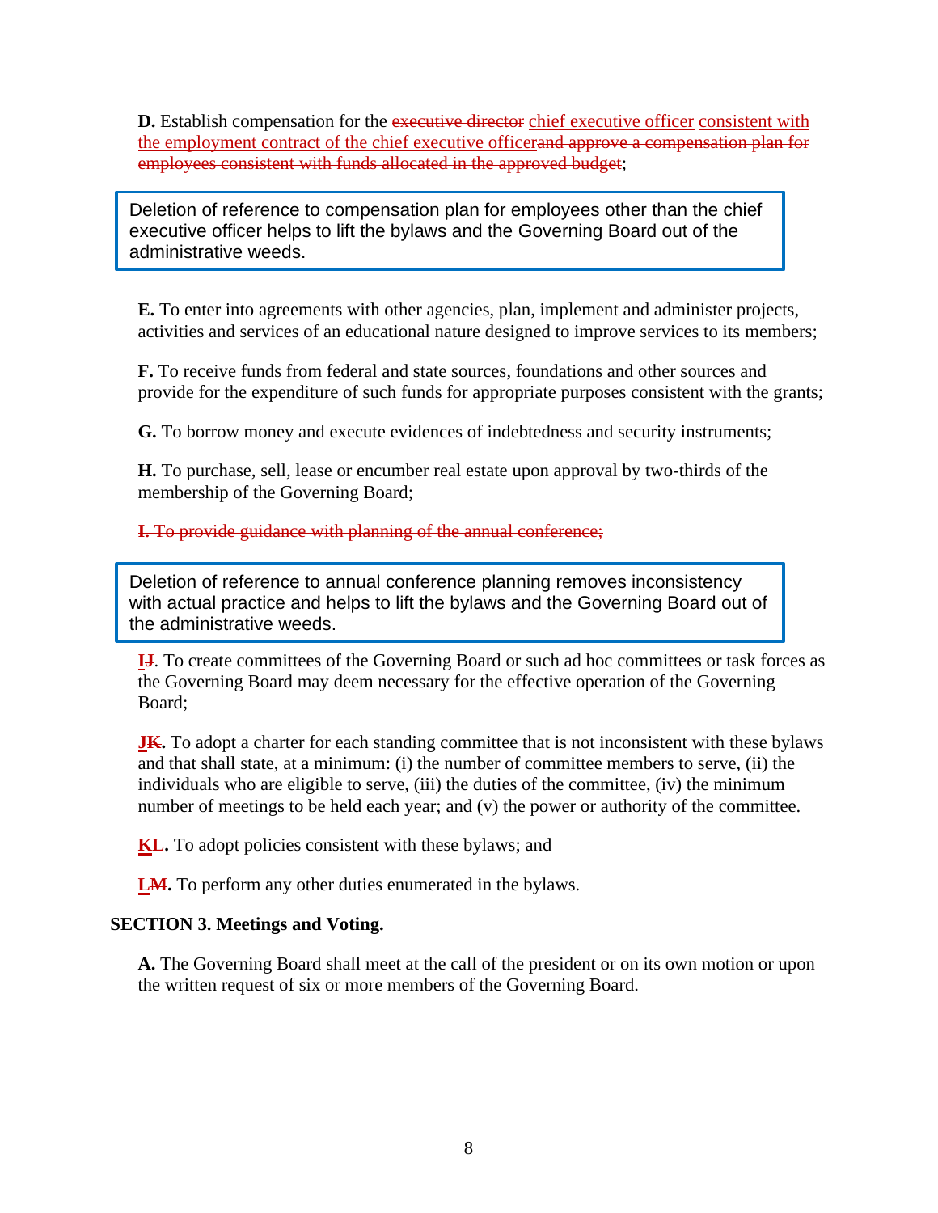**D.** Establish compensation for the ~~executive director~~ chief executive officer consistent with the employment contract of the chief executive officer~~and approve a compensation plan for employees consistent with funds allocated in the approved budget~~;

> Deletion of reference to compensation plan for employees other than the chief executive officer helps to lift the bylaws and the Governing Board out of the administrative weeds.

**E.** To enter into agreements with other agencies, plan, implement and administer projects, activities and services of an educational nature designed to improve services to its members;

**F.** To receive funds from federal and state sources, foundations and other sources and provide for the expenditure of such funds for appropriate purposes consistent with the grants;

**G.** To borrow money and execute evidences of indebtedness and security instruments;

**H.** To purchase, sell, lease or encumber real estate upon approval by two-thirds of the membership of the Governing Board;

~~**I.** To provide guidance with planning of the annual conference;~~

> Deletion of reference to annual conference planning removes inconsistency with actual practice and helps to lift the bylaws and the Governing Board out of the administrative weeds.

**I~~J~~**. To create committees of the Governing Board or such ad hoc committees or task forces as the Governing Board may deem necessary for the effective operation of the Governing Board;

**J~~K~~.** To adopt a charter for each standing committee that is not inconsistent with these bylaws and that shall state, at a minimum: (i) the number of committee members to serve, (ii) the individuals who are eligible to serve, (iii) the duties of the committee, (iv) the minimum number of meetings to be held each year; and (v) the power or authority of the committee.

**K~~L~~.** To adopt policies consistent with these bylaws; and

**L~~M~~.** To perform any other duties enumerated in the bylaws.

**SECTION 3. Meetings and Voting.**

**A.** The Governing Board shall meet at the call of the president or on its own motion or upon the written request of six or more members of the Governing Board.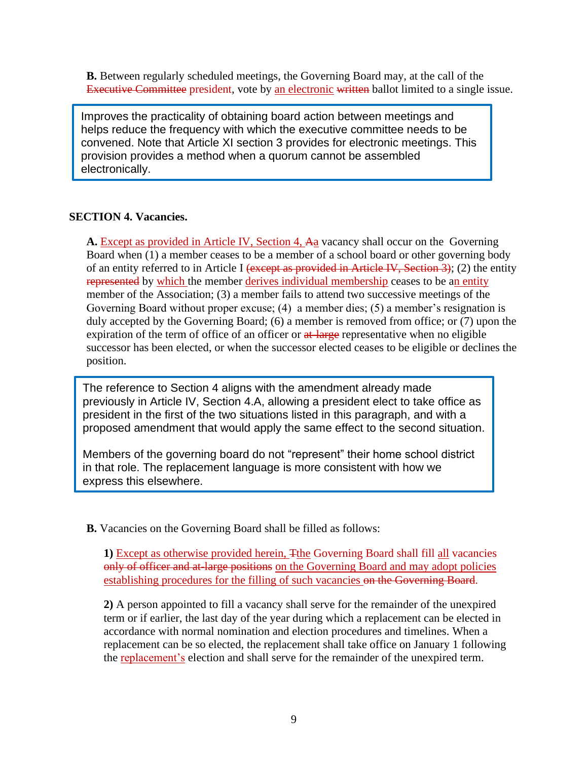**B.** Between regularly scheduled meetings, the Governing Board may, at the call of the ~~Executive Committee~~ president, vote by an electronic ~~written~~ ballot limited to a single issue.

> Improves the practicality of obtaining board action between meetings and helps reduce the frequency with which the executive committee needs to be convened. Note that Article XI section 3 provides for electronic meetings. This provision provides a method when a quorum cannot be assembled electronically.

**SECTION 4. Vacancies.**

**A.** Except as provided in Article IV, Section 4, ~~A~~a vacancy shall occur on the Governing Board when (1) a member ceases to be a member of a school board or other governing body of an entity referred to in Article I ~~(except as provided in Article IV, Section 3)~~; (2) the entity ~~represented~~ by which the member derives individual membership ceases to be an entity member of the Association; (3) a member fails to attend two successive meetings of the Governing Board without proper excuse; (4) a member dies; (5) a member's resignation is duly accepted by the Governing Board; (6) a member is removed from office; or (7) upon the expiration of the term of office of an officer or ~~at-large~~ representative when no eligible successor has been elected, or when the successor elected ceases to be eligible or declines the position.

> The reference to Section 4 aligns with the amendment already made previously in Article IV, Section 4.A, allowing a president elect to take office as president in the first of the two situations listed in this paragraph, and with a proposed amendment that would apply the same effect to the second situation.
>
> Members of the governing board do not "represent" their home school district in that role. The replacement language is more consistent with how we express this elsewhere.

**B.** Vacancies on the Governing Board shall be filled as follows:

**1)** Except as otherwise provided herein, ~~T~~the Governing Board shall fill all vacancies ~~only of officer and at-large positions~~ on the Governing Board and may adopt policies establishing procedures for the filling of such vacancies ~~on the Governing Board~~.

**2)** A person appointed to fill a vacancy shall serve for the remainder of the unexpired term or if earlier, the last day of the year during which a replacement can be elected in accordance with normal nomination and election procedures and timelines. When a replacement can be so elected, the replacement shall take office on January 1 following the replacement's election and shall serve for the remainder of the unexpired term.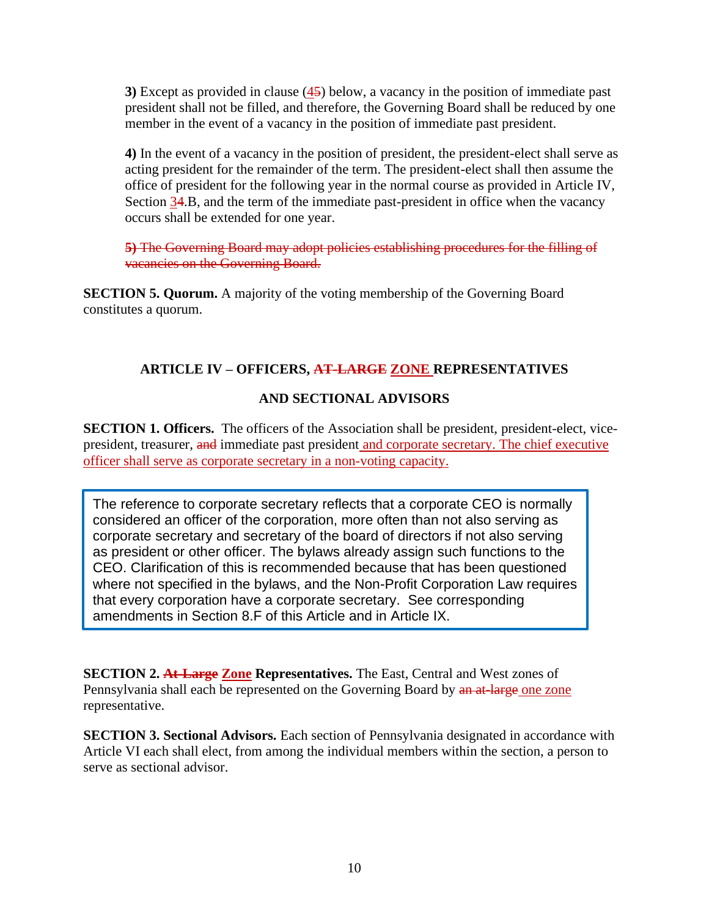**3)** Except as provided in clause (~~4~~5) below, a vacancy in the position of immediate past president shall not be filled, and therefore, the Governing Board shall be reduced by one member in the event of a vacancy in the position of immediate past president.

**4)** In the event of a vacancy in the position of president, the president-elect shall serve as acting president for the remainder of the term. The president-elect shall then assume the office of president for the following year in the normal course as provided in Article IV, Section 3~~4~~.B, and the term of the immediate past-president in office when the vacancy occurs shall be extended for one year.

~~**5)** The Governing Board may adopt policies establishing procedures for the filling of vacancies on the Governing Board.~~

**SECTION 5. Quorum.** A majority of the voting membership of the Governing Board constitutes a quorum.

## ARTICLE IV – OFFICERS, ~~AT-LARGE~~ ZONE REPRESENTATIVES AND SECTIONAL ADVISORS

**SECTION 1. Officers.** The officers of the Association shall be president, president-elect, vice-president, treasurer, ~~and~~ immediate past president and corporate secretary. The chief executive officer shall serve as corporate secretary in a non-voting capacity.

> The reference to corporate secretary reflects that a corporate CEO is normally considered an officer of the corporation, more often than not also serving as corporate secretary and secretary of the board of directors if not also serving as president or other officer. The bylaws already assign such functions to the CEO. Clarification of this is recommended because that has been questioned where not specified in the bylaws, and the Non-Profit Corporation Law requires that every corporation have a corporate secretary. See corresponding amendments in Section 8.F of this Article and in Article IX.

**SECTION 2. ~~At-Large~~ Zone Representatives.** The East, Central and West zones of Pennsylvania shall each be represented on the Governing Board by ~~an at-large~~ one zone representative.

**SECTION 3. Sectional Advisors.** Each section of Pennsylvania designated in accordance with Article VI each shall elect, from among the individual members within the section, a person to serve as sectional advisor.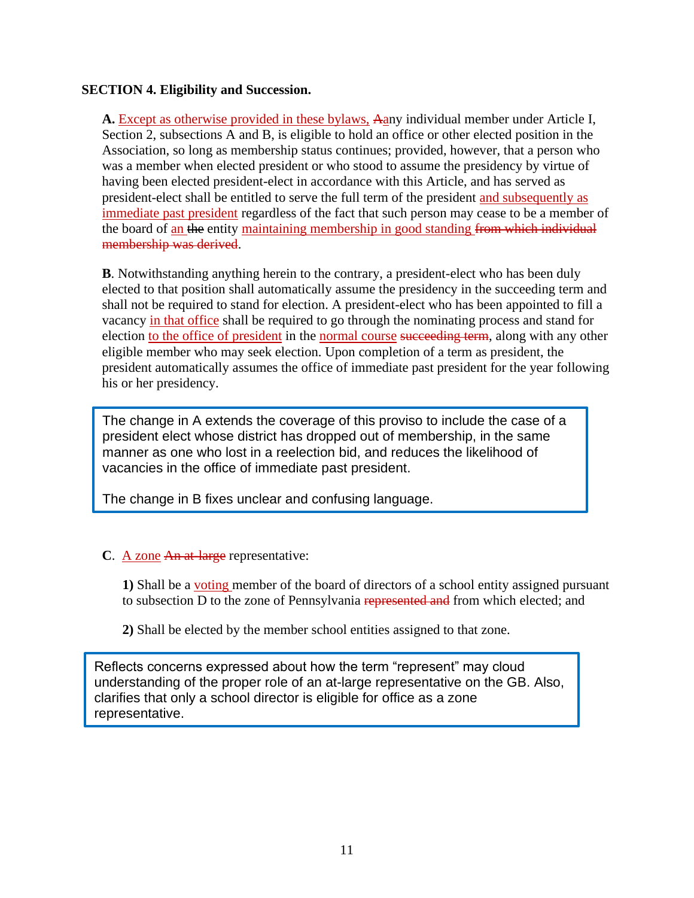**SECTION 4. Eligibility and Succession.**

**A.** <u>Except as otherwise provided in these bylaws,</u> ~~A~~any individual member under Article I, Section 2, subsections A and B, is eligible to hold an office or other elected position in the Association, so long as membership status continues; provided, however, that a person who was a member when elected president or who stood to assume the presidency by virtue of having been elected president-elect in accordance with this Article, and has served as president-elect shall be entitled to serve the full term of the president <u>and subsequently as immediate past president</u> regardless of the fact that such person may cease to be a member of the board of <u>an</u> ~~the~~ entity <u>maintaining membership in good standing</u> ~~from which individual membership was derived~~.

**B**. Notwithstanding anything herein to the contrary, a president-elect who has been duly elected to that position shall automatically assume the presidency in the succeeding term and shall not be required to stand for election. A president-elect who has been appointed to fill a vacancy <u>in that office</u> shall be required to go through the nominating process and stand for election <u>to the office of president</u> in the <u>normal course</u> ~~succeeding term~~, along with any other eligible member who may seek election. Upon completion of a term as president, the president automatically assumes the office of immediate past president for the year following his or her presidency.

> The change in A extends the coverage of this proviso to include the case of a president elect whose district has dropped out of membership, in the same manner as one who lost in a reelection bid, and reduces the likelihood of vacancies in the office of immediate past president.
>
> The change in B fixes unclear and confusing language.

**C**. <u>A zone</u> ~~An at-large~~ representative:

**1)** Shall be a <u>voting</u> member of the board of directors of a school entity assigned pursuant to subsection D to the zone of Pennsylvania ~~represented and~~ from which elected; and

**2)** Shall be elected by the member school entities assigned to that zone.

> Reflects concerns expressed about how the term "represent" may cloud understanding of the proper role of an at-large representative on the GB. Also, clarifies that only a school director is eligible for office as a zone representative.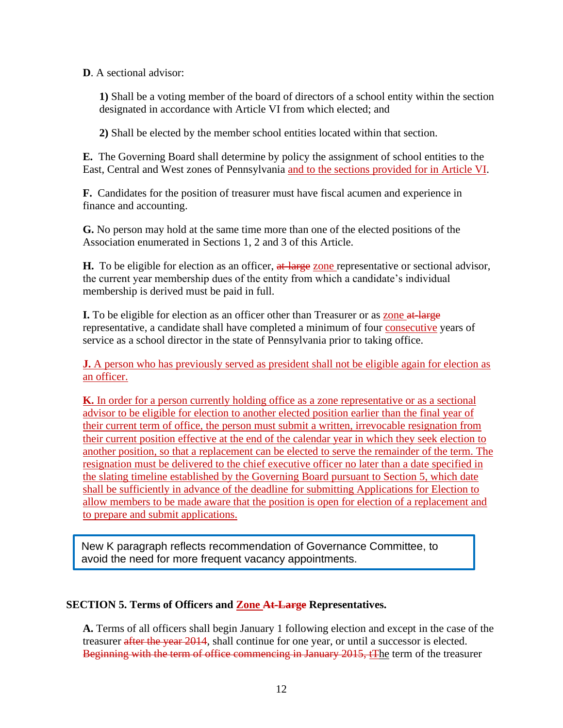**D**. A sectional advisor:

> **1)** Shall be a voting member of the board of directors of a school entity within the section designated in accordance with Article VI from which elected; and
>
> **2)** Shall be elected by the member school entities located within that section.

**E.** The Governing Board shall determine by policy the assignment of school entities to the East, Central and West zones of Pennsylvania and to the sections provided for in Article VI.

**F.** Candidates for the position of treasurer must have fiscal acumen and experience in finance and accounting.

**G.** No person may hold at the same time more than one of the elected positions of the Association enumerated in Sections 1, 2 and 3 of this Article.

**H.** To be eligible for election as an officer, ~~at-large~~ zone representative or sectional advisor, the current year membership dues of the entity from which a candidate's individual membership is derived must be paid in full.

**I.** To be eligible for election as an officer other than Treasurer or as zone ~~at-large~~ representative, a candidate shall have completed a minimum of four consecutive years of service as a school director in the state of Pennsylvania prior to taking office.

**J.** A person who has previously served as president shall not be eligible again for election as an officer.

**K.** In order for a person currently holding office as a zone representative or as a sectional advisor to be eligible for election to another elected position earlier than the final year of their current term of office, the person must submit a written, irrevocable resignation from their current position effective at the end of the calendar year in which they seek election to another position, so that a replacement can be elected to serve the remainder of the term. The resignation must be delivered to the chief executive officer no later than a date specified in the slating timeline established by the Governing Board pursuant to Section 5, which date shall be sufficiently in advance of the deadline for submitting Applications for Election to allow members to be made aware that the position is open for election of a replacement and to prepare and submit applications.

> New K paragraph reflects recommendation of Governance Committee, to avoid the need for more frequent vacancy appointments.

**SECTION 5. Terms of Officers and Zone ~~At-Large~~ Representatives.**

**A.** Terms of all officers shall begin January 1 following election and except in the case of the treasurer ~~after the year 2014~~, shall continue for one year, or until a successor is elected. ~~Beginning with the term of office commencing in January 2015, t~~The term of the treasurer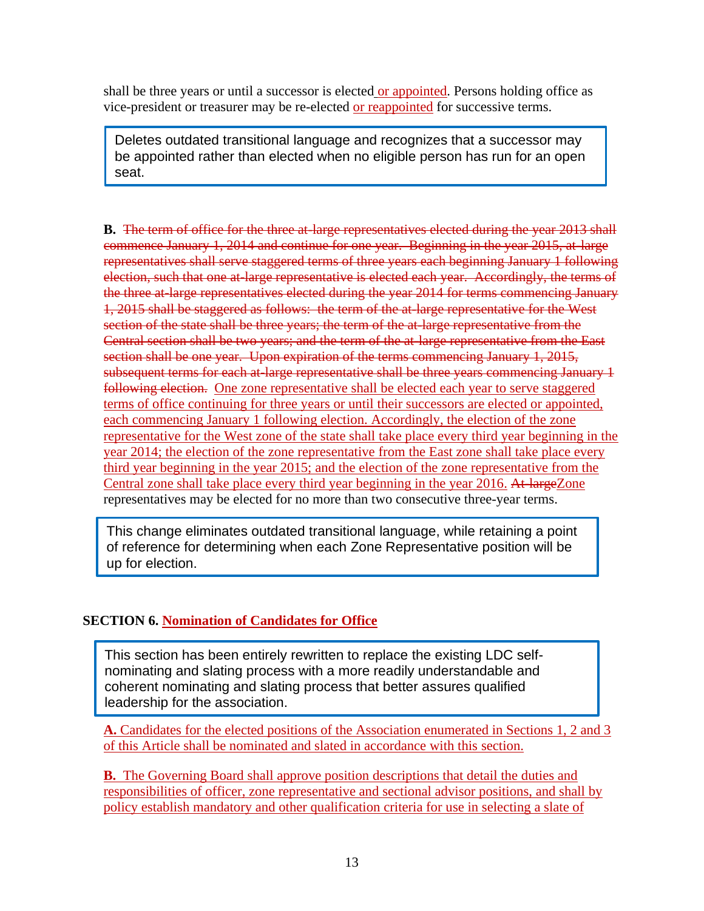shall be three years or until a successor is elected or appointed. Persons holding office as vice-president or treasurer may be re-elected or reappointed for successive terms.

> Deletes outdated transitional language and recognizes that a successor may be appointed rather than elected when no eligible person has run for an open seat.

**B.** ~~The term of office for the three at-large representatives elected during the year 2013 shall commence January 1, 2014 and continue for one year. Beginning in the year 2015, at-large representatives shall serve staggered terms of three years each beginning January 1 following election, such that one at-large representative is elected each year. Accordingly, the terms of the three at-large representatives elected during the year 2014 for terms commencing January 1, 2015 shall be staggered as follows: the term of the at-large representative for the West section of the state shall be three years; the term of the at-large representative from the Central section shall be two years; and the term of the at-large representative from the East section shall be one year. Upon expiration of the terms commencing January 1, 2015, subsequent terms for each at-large representative shall be three years commencing January 1 following election.~~ One zone representative shall be elected each year to serve staggered terms of office continuing for three years or until their successors are elected or appointed, each commencing January 1 following election. Accordingly, the election of the zone representative for the West zone of the state shall take place every third year beginning in the year 2014; the election of the zone representative from the East zone shall take place every third year beginning in the year 2015; and the election of the zone representative from the Central zone shall take place every third year beginning in the year 2016. ~~At-large~~Zone representatives may be elected for no more than two consecutive three-year terms.

> This change eliminates outdated transitional language, while retaining a point of reference for determining when each Zone Representative position will be up for election.

**SECTION 6. Nomination of Candidates for Office**

> This section has been entirely rewritten to replace the existing LDC self-nominating and slating process with a more readily understandable and coherent nominating and slating process that better assures qualified leadership for the association.

**A.** Candidates for the elected positions of the Association enumerated in Sections 1, 2 and 3 of this Article shall be nominated and slated in accordance with this section.

**B.** The Governing Board shall approve position descriptions that detail the duties and responsibilities of officer, zone representative and sectional advisor positions, and shall by policy establish mandatory and other qualification criteria for use in selecting a slate of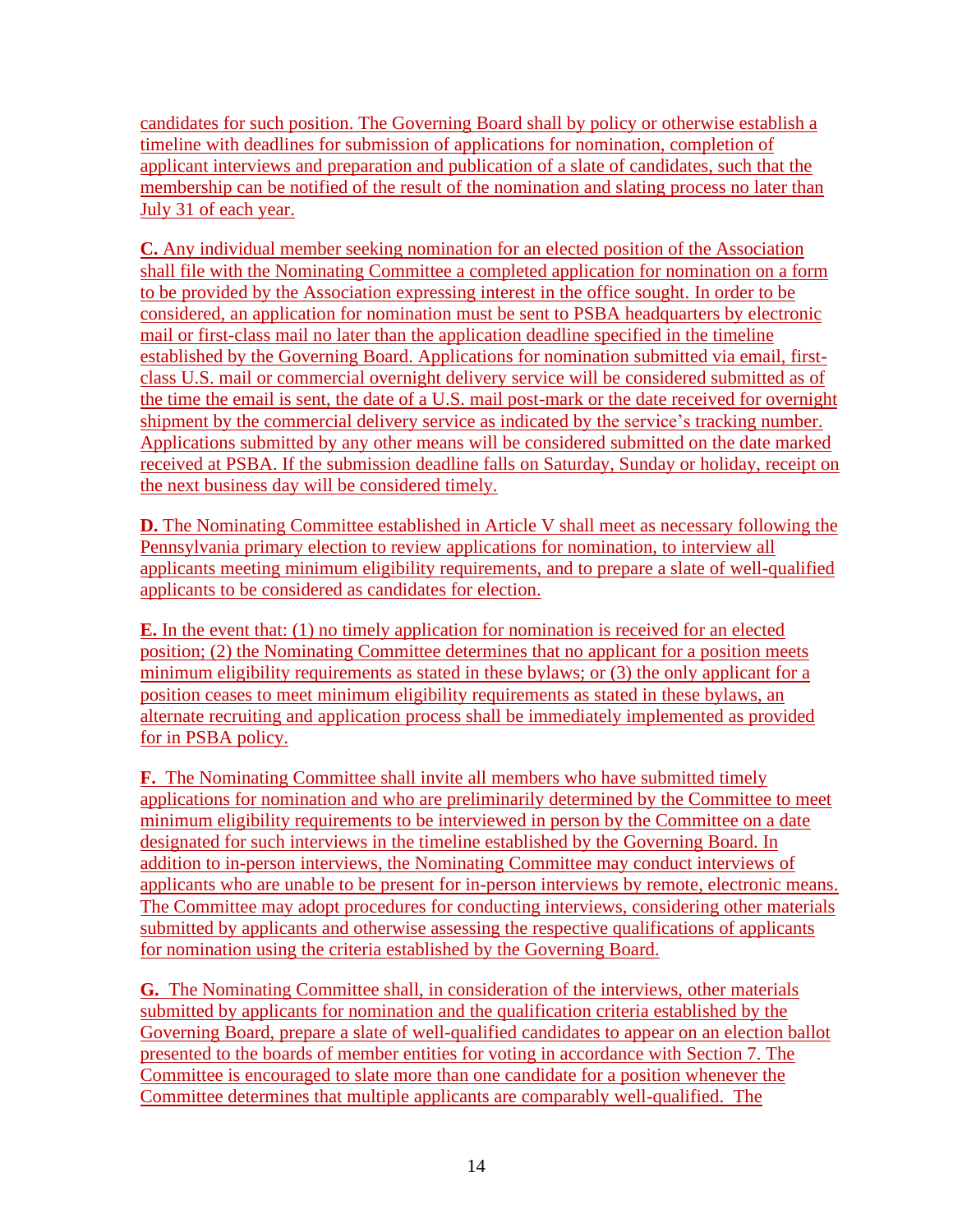candidates for such position. The Governing Board shall by policy or otherwise establish a timeline with deadlines for submission of applications for nomination, completion of applicant interviews and preparation and publication of a slate of candidates, such that the membership can be notified of the result of the nomination and slating process no later than July 31 of each year.

**C.** Any individual member seeking nomination for an elected position of the Association shall file with the Nominating Committee a completed application for nomination on a form to be provided by the Association expressing interest in the office sought. In order to be considered, an application for nomination must be sent to PSBA headquarters by electronic mail or first-class mail no later than the application deadline specified in the timeline established by the Governing Board. Applications for nomination submitted via email, first-class U.S. mail or commercial overnight delivery service will be considered submitted as of the time the email is sent, the date of a U.S. mail post-mark or the date received for overnight shipment by the commercial delivery service as indicated by the service's tracking number. Applications submitted by any other means will be considered submitted on the date marked received at PSBA. If the submission deadline falls on Saturday, Sunday or holiday, receipt on the next business day will be considered timely.

**D.** The Nominating Committee established in Article V shall meet as necessary following the Pennsylvania primary election to review applications for nomination, to interview all applicants meeting minimum eligibility requirements, and to prepare a slate of well-qualified applicants to be considered as candidates for election.

**E.** In the event that: (1) no timely application for nomination is received for an elected position; (2) the Nominating Committee determines that no applicant for a position meets minimum eligibility requirements as stated in these bylaws; or (3) the only applicant for a position ceases to meet minimum eligibility requirements as stated in these bylaws, an alternate recruiting and application process shall be immediately implemented as provided for in PSBA policy.

**F.** The Nominating Committee shall invite all members who have submitted timely applications for nomination and who are preliminarily determined by the Committee to meet minimum eligibility requirements to be interviewed in person by the Committee on a date designated for such interviews in the timeline established by the Governing Board. In addition to in-person interviews, the Nominating Committee may conduct interviews of applicants who are unable to be present for in-person interviews by remote, electronic means. The Committee may adopt procedures for conducting interviews, considering other materials submitted by applicants and otherwise assessing the respective qualifications of applicants for nomination using the criteria established by the Governing Board.

**G.** The Nominating Committee shall, in consideration of the interviews, other materials submitted by applicants for nomination and the qualification criteria established by the Governing Board, prepare a slate of well-qualified candidates to appear on an election ballot presented to the boards of member entities for voting in accordance with Section 7. The Committee is encouraged to slate more than one candidate for a position whenever the Committee determines that multiple applicants are comparably well-qualified. The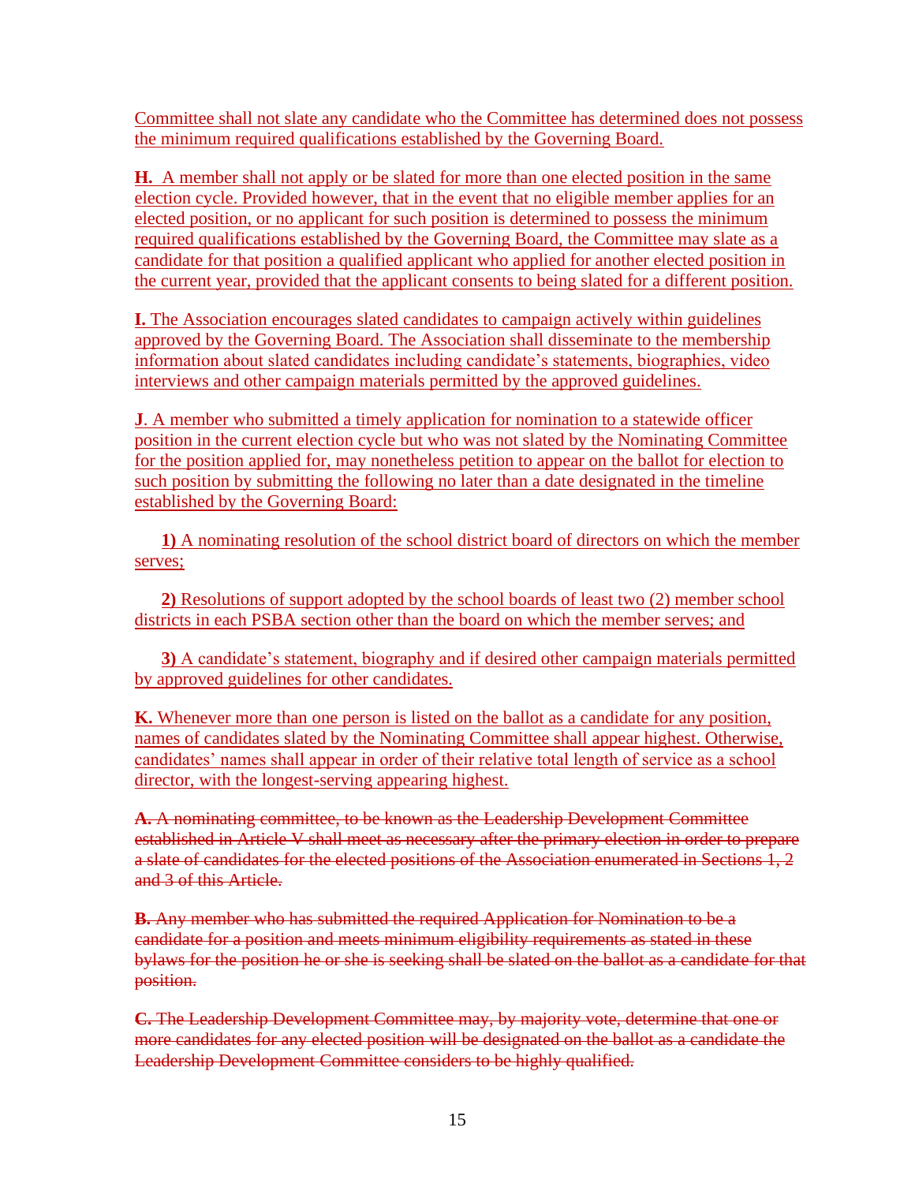Committee shall not slate any candidate who the Committee has determined does not possess the minimum required qualifications established by the Governing Board.

**H.** A member shall not apply or be slated for more than one elected position in the same election cycle. Provided however, that in the event that no eligible member applies for an elected position, or no applicant for such position is determined to possess the minimum required qualifications established by the Governing Board, the Committee may slate as a candidate for that position a qualified applicant who applied for another elected position in the current year, provided that the applicant consents to being slated for a different position.

**I.** The Association encourages slated candidates to campaign actively within guidelines approved by the Governing Board. The Association shall disseminate to the membership information about slated candidates including candidate's statements, biographies, video interviews and other campaign materials permitted by the approved guidelines.

**J**. A member who submitted a timely application for nomination to a statewide officer position in the current election cycle but who was not slated by the Nominating Committee for the position applied for, may nonetheless petition to appear on the ballot for election to such position by submitting the following no later than a date designated in the timeline established by the Governing Board:

**1)** A nominating resolution of the school district board of directors on which the member serves;

**2)** Resolutions of support adopted by the school boards of least two (2) member school districts in each PSBA section other than the board on which the member serves; and

**3)** A candidate's statement, biography and if desired other campaign materials permitted by approved guidelines for other candidates.

**K.** Whenever more than one person is listed on the ballot as a candidate for any position, names of candidates slated by the Nominating Committee shall appear highest. Otherwise, candidates' names shall appear in order of their relative total length of service as a school director, with the longest-serving appearing highest.

~~**A.** A nominating committee, to be known as the Leadership Development Committee established in Article V shall meet as necessary after the primary election in order to prepare a slate of candidates for the elected positions of the Association enumerated in Sections 1, 2 and 3 of this Article.~~

~~**B.** Any member who has submitted the required Application for Nomination to be a candidate for a position and meets minimum eligibility requirements as stated in these bylaws for the position he or she is seeking shall be slated on the ballot as a candidate for that position.~~

~~**C.** The Leadership Development Committee may, by majority vote, determine that one or more candidates for any elected position will be designated on the ballot as a candidate the Leadership Development Committee considers to be highly qualified.~~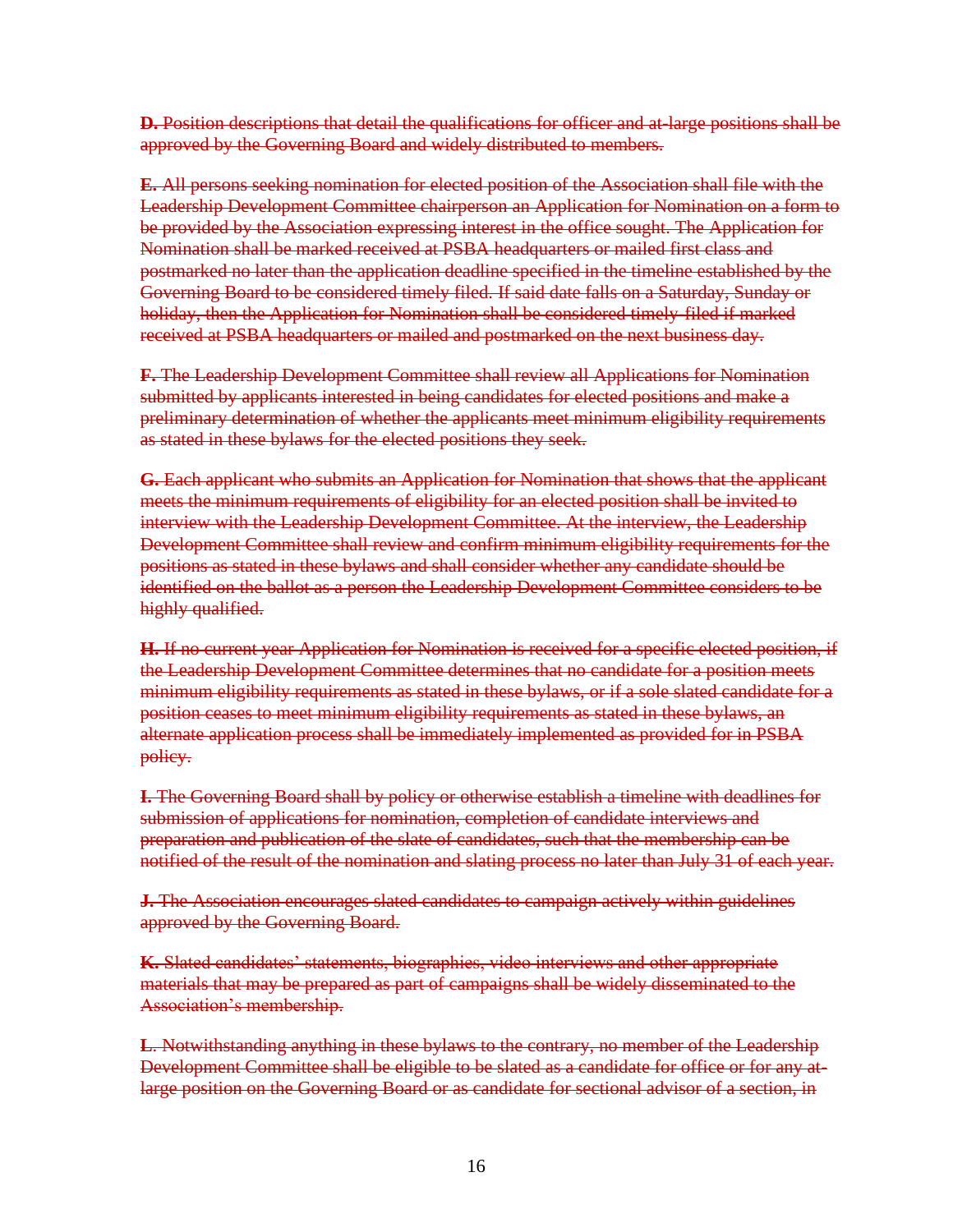~~**D.** Position descriptions that detail the qualifications for officer and at-large positions shall be approved by the Governing Board and widely distributed to members.~~

~~**E.** All persons seeking nomination for elected position of the Association shall file with the Leadership Development Committee chairperson an Application for Nomination on a form to be provided by the Association expressing interest in the office sought. The Application for Nomination shall be marked received at PSBA headquarters or mailed first class and postmarked no later than the application deadline specified in the timeline established by the Governing Board to be considered timely filed. If said date falls on a Saturday, Sunday or holiday, then the Application for Nomination shall be considered timely filed if marked received at PSBA headquarters or mailed and postmarked on the next business day.~~

~~**F.** The Leadership Development Committee shall review all Applications for Nomination submitted by applicants interested in being candidates for elected positions and make a preliminary determination of whether the applicants meet minimum eligibility requirements as stated in these bylaws for the elected positions they seek.~~

~~**G.** Each applicant who submits an Application for Nomination that shows that the applicant meets the minimum requirements of eligibility for an elected position shall be invited to interview with the Leadership Development Committee. At the interview, the Leadership Development Committee shall review and confirm minimum eligibility requirements for the positions as stated in these bylaws and shall consider whether any candidate should be identified on the ballot as a person the Leadership Development Committee considers to be highly qualified.~~

~~**H.** If no current year Application for Nomination is received for a specific elected position, if the Leadership Development Committee determines that no candidate for a position meets minimum eligibility requirements as stated in these bylaws, or if a sole slated candidate for a position ceases to meet minimum eligibility requirements as stated in these bylaws, an alternate application process shall be immediately implemented as provided for in PSBA policy.~~

~~**I.** The Governing Board shall by policy or otherwise establish a timeline with deadlines for submission of applications for nomination, completion of candidate interviews and preparation and publication of the slate of candidates, such that the membership can be notified of the result of the nomination and slating process no later than July 31 of each year.~~

~~**J.** The Association encourages slated candidates to campaign actively within guidelines approved by the Governing Board.~~

~~**K.** Slated candidates' statements, biographies, video interviews and other appropriate materials that may be prepared as part of campaigns shall be widely disseminated to the Association's membership.~~

~~**L**. Notwithstanding anything in these bylaws to the contrary, no member of the Leadership Development Committee shall be eligible to be slated as a candidate for office or for any at-large position on the Governing Board or as candidate for sectional advisor of a section, in~~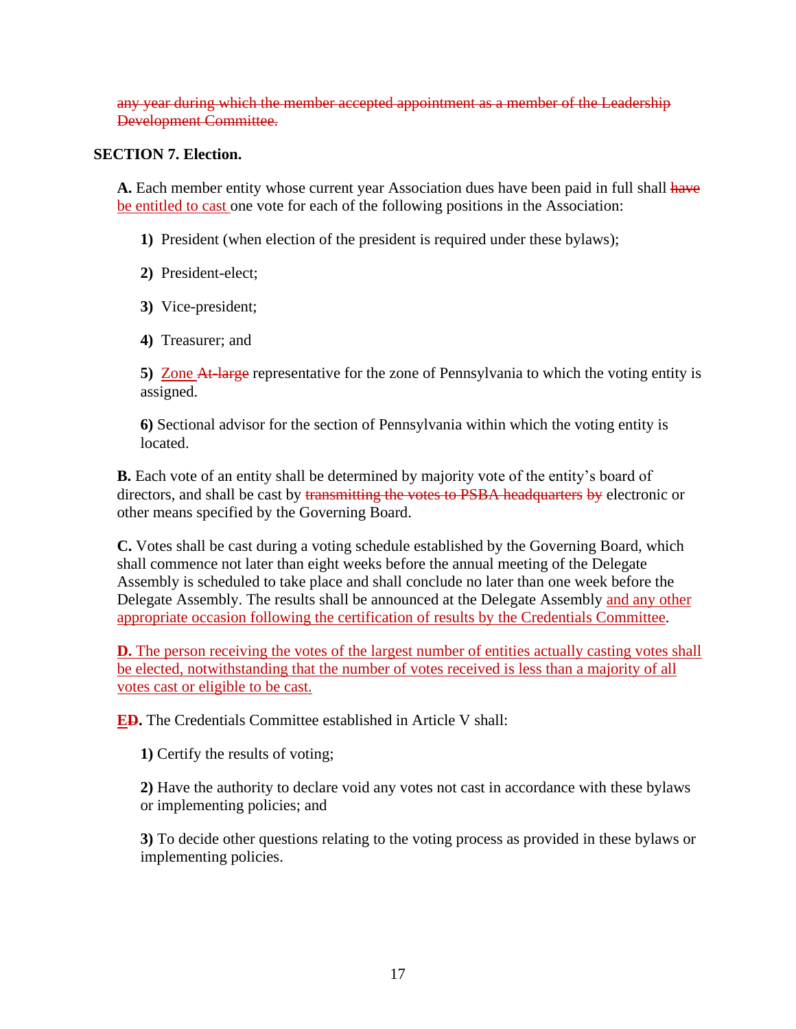~~any year during which the member accepted appointment as a member of the Leadership Development Committee.~~

**SECTION 7. Election.**

**A.** Each member entity whose current year Association dues have been paid in full shall ~~have~~ <u>be entitled to cast</u> one vote for each of the following positions in the Association:

**1)** President (when election of the president is required under these bylaws);

**2)** President-elect;

**3)** Vice-president;

**4)** Treasurer; and

**5)** <u>Zone</u> ~~At-large~~ representative for the zone of Pennsylvania to which the voting entity is assigned.

**6)** Sectional advisor for the section of Pennsylvania within which the voting entity is located.

**B.** Each vote of an entity shall be determined by majority vote of the entity's board of directors, and shall be cast by ~~transmitting the votes to PSBA headquarters by~~ electronic or other means specified by the Governing Board.

**C.** Votes shall be cast during a voting schedule established by the Governing Board, which shall commence not later than eight weeks before the annual meeting of the Delegate Assembly is scheduled to take place and shall conclude no later than one week before the Delegate Assembly. The results shall be announced at the Delegate Assembly <u>and any other appropriate occasion following the certification of results by the Credentials Committee</u>.

<u>**D.** The person receiving the votes of the largest number of entities actually casting votes shall be elected, notwithstanding that the number of votes received is less than a majority of all votes cast or eligible to be cast.</u>

<u>**E**</u>~~**D**~~**.** The Credentials Committee established in Article V shall:

**1)** Certify the results of voting;

**2)** Have the authority to declare void any votes not cast in accordance with these bylaws or implementing policies; and

**3)** To decide other questions relating to the voting process as provided in these bylaws or implementing policies.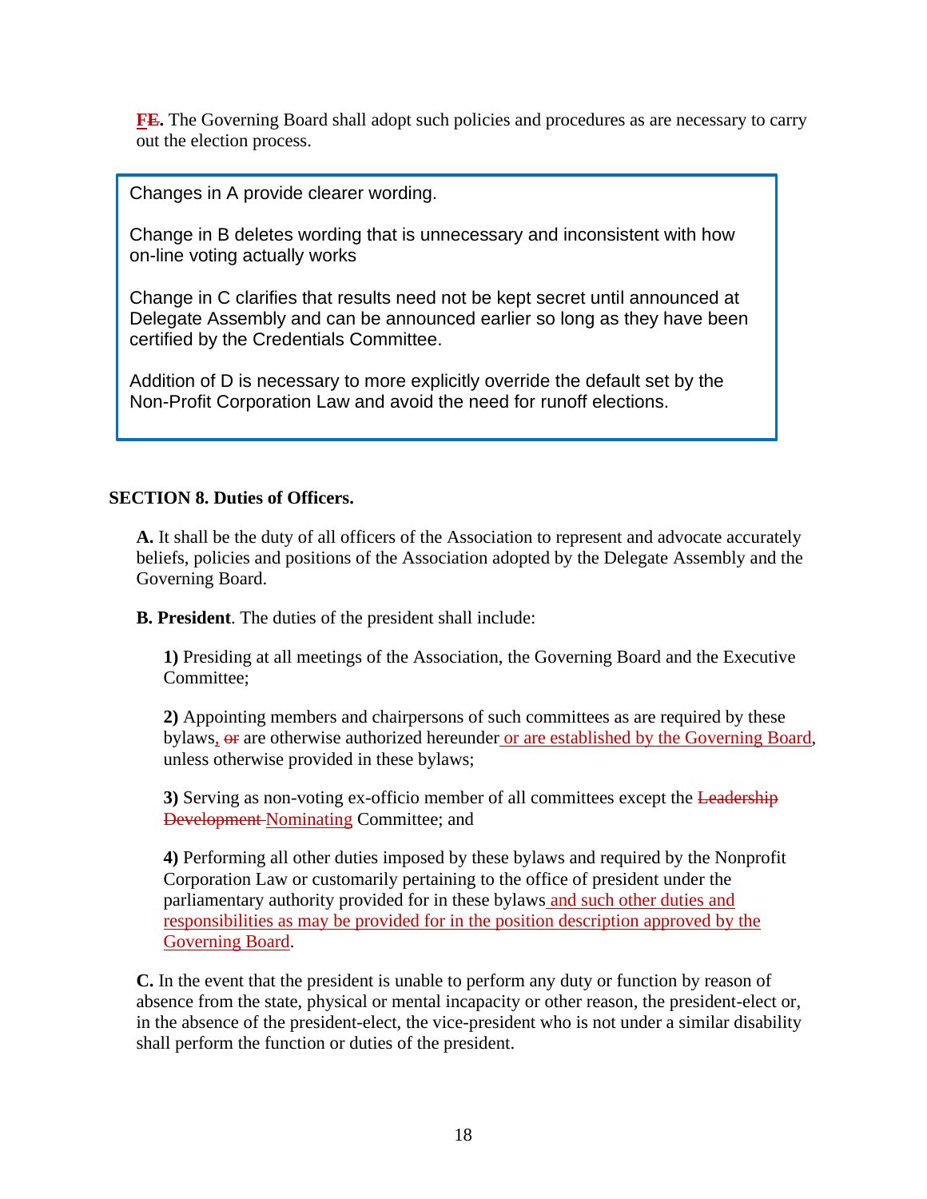**FE.** The Governing Board shall adopt such policies and procedures as are necessary to carry out the election process.

> Changes in A provide clearer wording.
>
> Change in B deletes wording that is unnecessary and inconsistent with how on-line voting actually works
>
> Change in C clarifies that results need not be kept secret until announced at Delegate Assembly and can be announced earlier so long as they have been certified by the Credentials Committee.
>
> Addition of D is necessary to more explicitly override the default set by the Non-Profit Corporation Law and avoid the need for runoff elections.

**SECTION 8. Duties of Officers.**

**A.** It shall be the duty of all officers of the Association to represent and advocate accurately beliefs, policies and positions of the Association adopted by the Delegate Assembly and the Governing Board.

**B. President**. The duties of the president shall include:

**1)** Presiding at all meetings of the Association, the Governing Board and the Executive Committee;

**2)** Appointing members and chairpersons of such committees as are required by these bylaws, ~~or~~ are otherwise authorized hereunder or are established by the Governing Board, unless otherwise provided in these bylaws;

**3)** Serving as non-voting ex-officio member of all committees except the ~~Leadership Development~~ Nominating Committee; and

**4)** Performing all other duties imposed by these bylaws and required by the Nonprofit Corporation Law or customarily pertaining to the office of president under the parliamentary authority provided for in these bylaws and such other duties and responsibilities as may be provided for in the position description approved by the Governing Board.

**C.** In the event that the president is unable to perform any duty or function by reason of absence from the state, physical or mental incapacity or other reason, the president-elect or, in the absence of the president-elect, the vice-president who is not under a similar disability shall perform the function or duties of the president.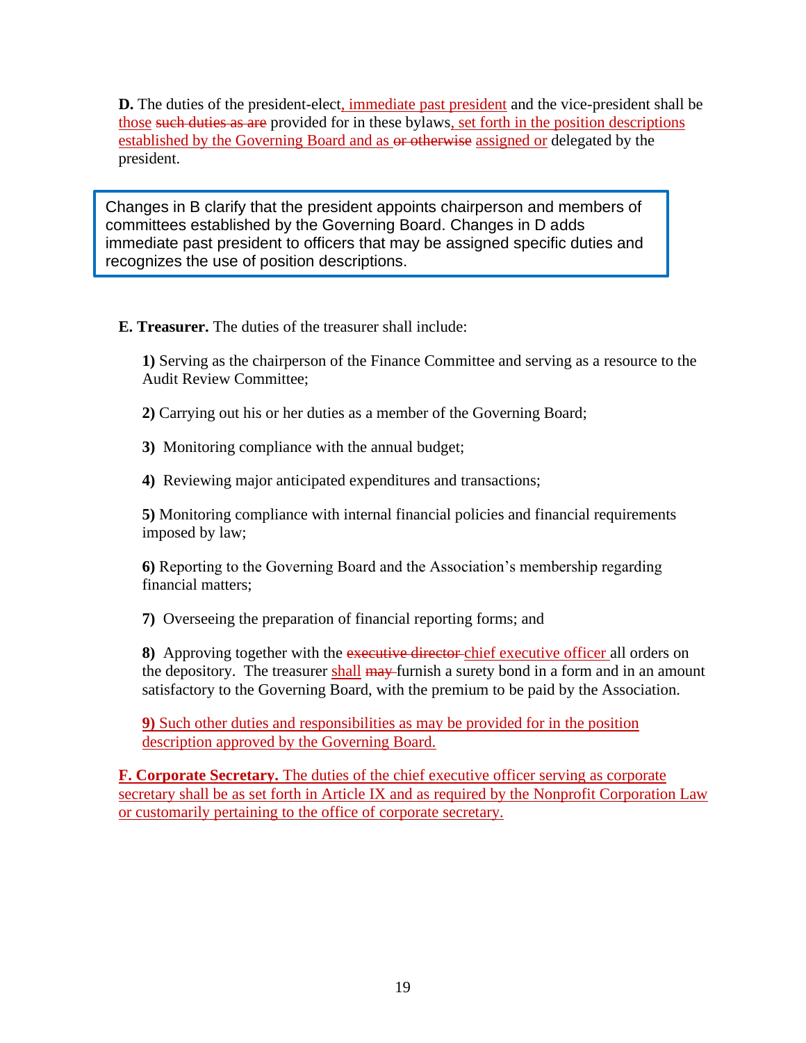**D.** The duties of the president-elect, immediate past president and the vice-president shall be those ~~such duties as are~~ provided for in these bylaws, set forth in the position descriptions established by the Governing Board and as ~~or otherwise~~ assigned or delegated by the president.

> Changes in B clarify that the president appoints chairperson and members of committees established by the Governing Board. Changes in D adds immediate past president to officers that may be assigned specific duties and recognizes the use of position descriptions.

**E. Treasurer.** The duties of the treasurer shall include:

**1)** Serving as the chairperson of the Finance Committee and serving as a resource to the Audit Review Committee;

**2)** Carrying out his or her duties as a member of the Governing Board;

**3)** Monitoring compliance with the annual budget;

**4)** Reviewing major anticipated expenditures and transactions;

**5)** Monitoring compliance with internal financial policies and financial requirements imposed by law;

**6)** Reporting to the Governing Board and the Association's membership regarding financial matters;

**7)** Overseeing the preparation of financial reporting forms; and

**8)** Approving together with the ~~executive director~~ chief executive officer all orders on the depository. The treasurer shall ~~may~~ furnish a surety bond in a form and in an amount satisfactory to the Governing Board, with the premium to be paid by the Association.

**9)** Such other duties and responsibilities as may be provided for in the position description approved by the Governing Board.

**F. Corporate Secretary.** The duties of the chief executive officer serving as corporate secretary shall be as set forth in Article IX and as required by the Nonprofit Corporation Law or customarily pertaining to the office of corporate secretary.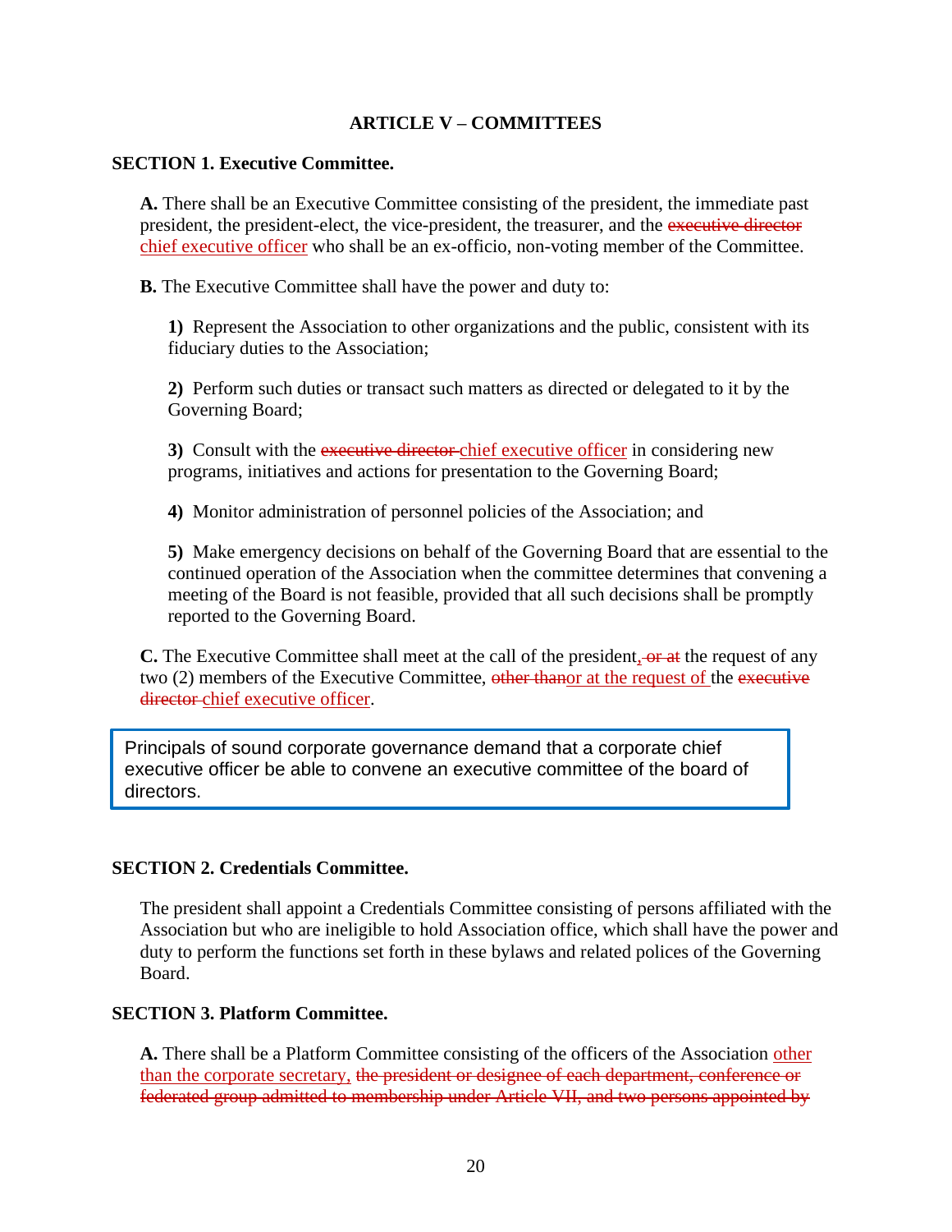## ARTICLE V – COMMITTEES

**SECTION 1. Executive Committee.**

**A.** There shall be an Executive Committee consisting of the president, the immediate past president, the president-elect, the vice-president, the treasurer, and the ~~executive director~~ <u>chief executive officer</u> who shall be an ex-officio, non-voting member of the Committee.

**B.** The Executive Committee shall have the power and duty to:

**1)** Represent the Association to other organizations and the public, consistent with its fiduciary duties to the Association;

**2)** Perform such duties or transact such matters as directed or delegated to it by the Governing Board;

**3)** Consult with the ~~executive director~~ <u>chief executive officer</u> in considering new programs, initiatives and actions for presentation to the Governing Board;

**4)** Monitor administration of personnel policies of the Association; and

**5)** Make emergency decisions on behalf of the Governing Board that are essential to the continued operation of the Association when the committee determines that convening a meeting of the Board is not feasible, provided that all such decisions shall be promptly reported to the Governing Board.

**C.** The Executive Committee shall meet at the call of the president~~, or at~~ the request of any two (2) members of the Executive Committee, ~~other than~~<u>or at the request of</u> the ~~executive director~~ <u>chief executive officer</u>.

> Principals of sound corporate governance demand that a corporate chief executive officer be able to convene an executive committee of the board of directors.

**SECTION 2. Credentials Committee.**

The president shall appoint a Credentials Committee consisting of persons affiliated with the Association but who are ineligible to hold Association office, which shall have the power and duty to perform the functions set forth in these bylaws and related polices of the Governing Board.

**SECTION 3. Platform Committee.**

**A.** There shall be a Platform Committee consisting of the officers of the Association <u>other than the corporate secretary,</u> ~~the president or designee of each department, conference or federated group admitted to membership under Article VII, and two persons appointed by~~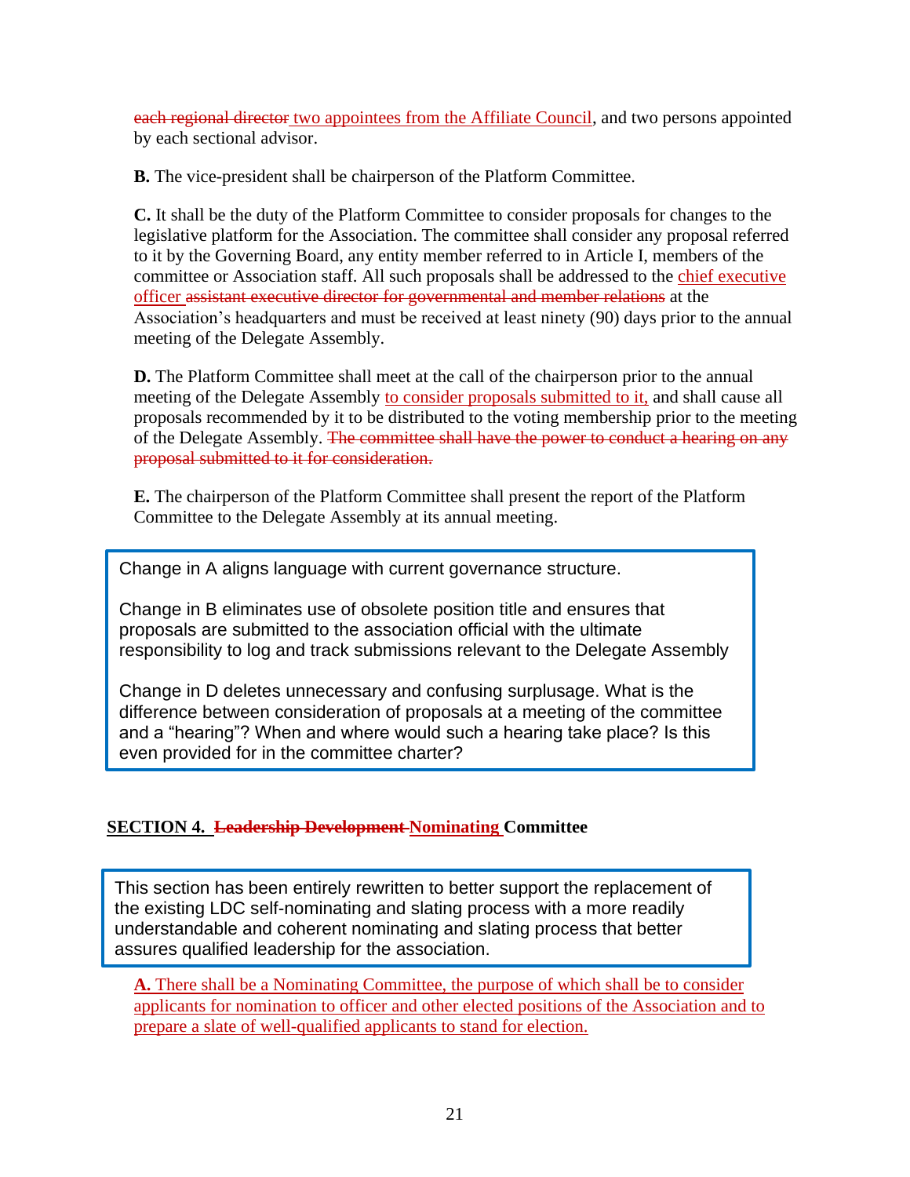~~each regional director~~ <u>two appointees from the Affiliate Council</u>, and two persons appointed by each sectional advisor.

**B.** The vice-president shall be chairperson of the Platform Committee.

**C.** It shall be the duty of the Platform Committee to consider proposals for changes to the legislative platform for the Association. The committee shall consider any proposal referred to it by the Governing Board, any entity member referred to in Article I, members of the committee or Association staff. All such proposals shall be addressed to the <u>chief executive officer</u> ~~assistant executive director for governmental and member relations~~ at the Association's headquarters and must be received at least ninety (90) days prior to the annual meeting of the Delegate Assembly.

**D.** The Platform Committee shall meet at the call of the chairperson prior to the annual meeting of the Delegate Assembly <u>to consider proposals submitted to it,</u> and shall cause all proposals recommended by it to be distributed to the voting membership prior to the meeting of the Delegate Assembly. ~~The committee shall have the power to conduct a hearing on any proposal submitted to it for consideration.~~

**E.** The chairperson of the Platform Committee shall present the report of the Platform Committee to the Delegate Assembly at its annual meeting.

> Change in A aligns language with current governance structure.
>
> Change in B eliminates use of obsolete position title and ensures that proposals are submitted to the association official with the ultimate responsibility to log and track submissions relevant to the Delegate Assembly
>
> Change in D deletes unnecessary and confusing surplusage. What is the difference between consideration of proposals at a meeting of the committee and a "hearing"? When and where would such a hearing take place? Is this even provided for in the committee charter?

**<u>SECTION 4.</u>** ~~**Leadership Development**~~ **<u>Nominating</u> Committee**

> This section has been entirely rewritten to better support the replacement of the existing LDC self-nominating and slating process with a more readily understandable and coherent nominating and slating process that better assures qualified leadership for the association.

<u>**A.** There shall be a Nominating Committee, the purpose of which shall be to consider applicants for nomination to officer and other elected positions of the Association and to prepare a slate of well-qualified applicants to stand for election.</u>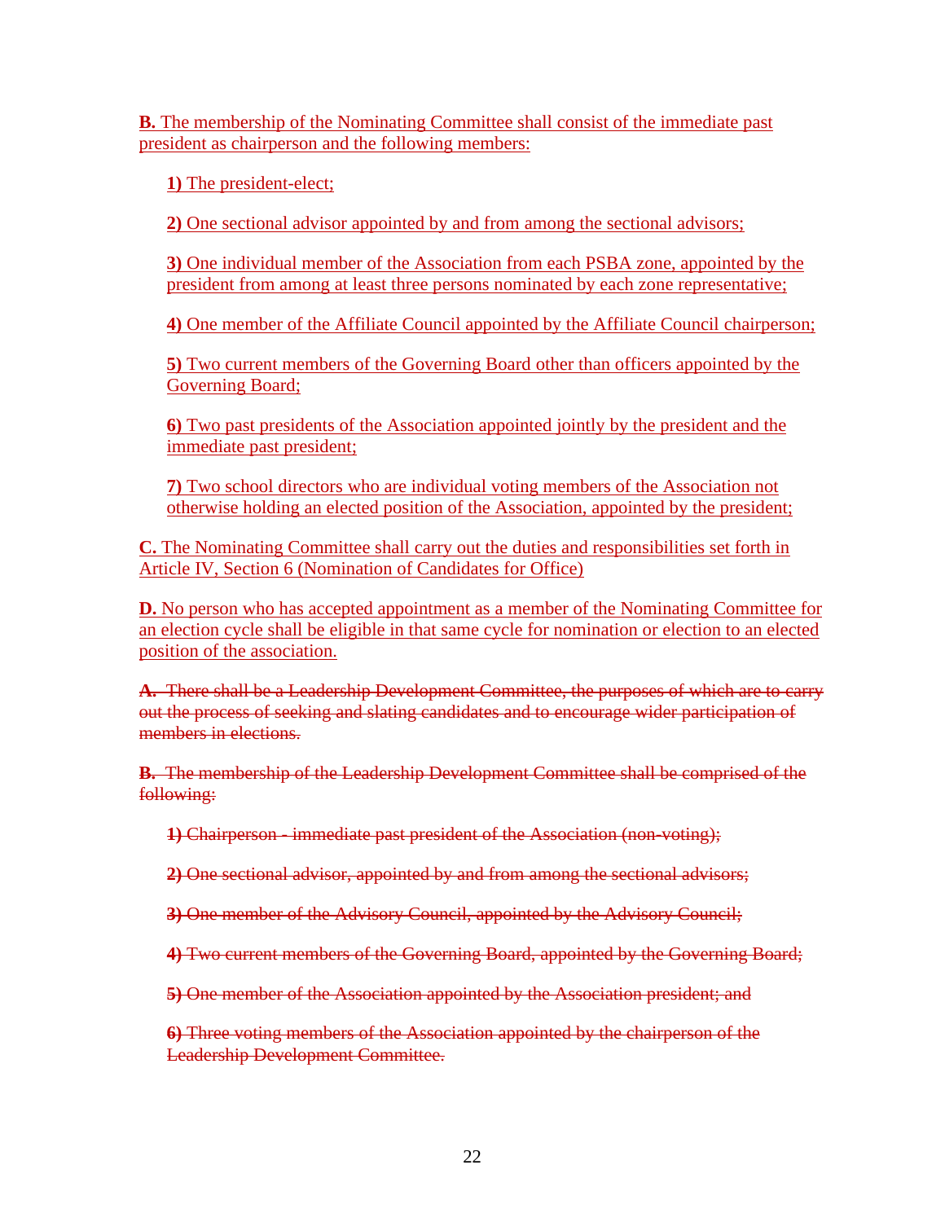<u>**B.** The membership of the Nominating Committee shall consist of the immediate past president as chairperson and the following members:</u>

<u>**1)** The president-elect;</u>

<u>**2)** One sectional advisor appointed by and from among the sectional advisors;</u>

<u>**3)** One individual member of the Association from each PSBA zone, appointed by the president from among at least three persons nominated by each zone representative;</u>

<u>**4)** One member of the Affiliate Council appointed by the Affiliate Council chairperson;</u>

<u>**5)** Two current members of the Governing Board other than officers appointed by the Governing Board;</u>

<u>**6)** Two past presidents of the Association appointed jointly by the president and the immediate past president;</u>

<u>**7)** Two school directors who are individual voting members of the Association not otherwise holding an elected position of the Association, appointed by the president;</u>

<u>**C.** The Nominating Committee shall carry out the duties and responsibilities set forth in Article IV, Section 6 (Nomination of Candidates for Office)</u>

<u>**D.** No person who has accepted appointment as a member of the Nominating Committee for an election cycle shall be eligible in that same cycle for nomination or election to an elected position of the association.</u>

~~**A.** There shall be a Leadership Development Committee, the purposes of which are to carry out the process of seeking and slating candidates and to encourage wider participation of members in elections.~~

~~**B.** The membership of the Leadership Development Committee shall be comprised of the following:~~

~~**1)** Chairperson - immediate past president of the Association (non-voting);~~

~~**2)** One sectional advisor, appointed by and from among the sectional advisors;~~

~~**3)** One member of the Advisory Council, appointed by the Advisory Council;~~

~~**4)** Two current members of the Governing Board, appointed by the Governing Board;~~

~~**5)** One member of the Association appointed by the Association president; and~~

~~**6)** Three voting members of the Association appointed by the chairperson of the Leadership Development Committee.~~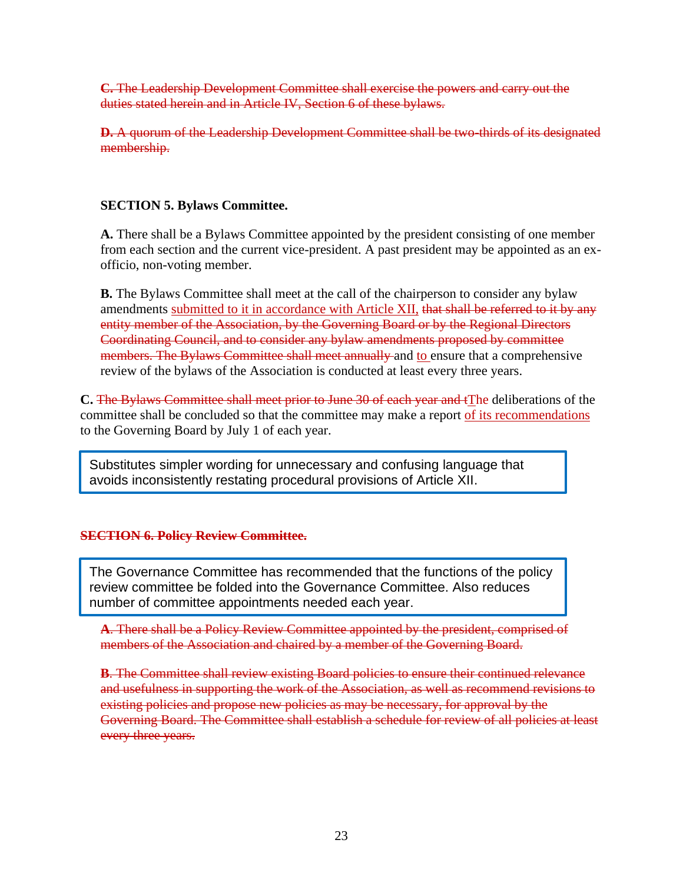~~**C.** The Leadership Development Committee shall exercise the powers and carry out the duties stated herein and in Article IV, Section 6 of these bylaws.~~

~~**D.** A quorum of the Leadership Development Committee shall be two-thirds of its designated membership.~~

**SECTION 5. Bylaws Committee.**

**A.** There shall be a Bylaws Committee appointed by the president consisting of one member from each section and the current vice-president. A past president may be appointed as an ex-officio, non-voting member.

**B.** The Bylaws Committee shall meet at the call of the chairperson to consider any bylaw amendments <u>submitted to it in accordance with Article XII,</u> ~~that shall be referred to it by any entity member of the Association, by the Governing Board or by the Regional Directors Coordinating Council, and to consider any bylaw amendments proposed by committee members. The Bylaws Committee shall meet annually~~ and <u>to</u> ensure that a comprehensive review of the bylaws of the Association is conducted at least every three years.

**C.** ~~The Bylaws Committee shall meet prior to June 30 of each year and t~~<u>T</u>he deliberations of the committee shall be concluded so that the committee may make a report <u>of its recommendations</u> to the Governing Board by July 1 of each year.

> Substitutes simpler wording for unnecessary and confusing language that avoids inconsistently restating procedural provisions of Article XII.

~~**SECTION 6. Policy Review Committee.**~~

> The Governance Committee has recommended that the functions of the policy review committee be folded into the Governance Committee. Also reduces number of committee appointments needed each year.

~~**A**. There shall be a Policy Review Committee appointed by the president, comprised of members of the Association and chaired by a member of the Governing Board.~~

~~**B**. The Committee shall review existing Board policies to ensure their continued relevance and usefulness in supporting the work of the Association, as well as recommend revisions to existing policies and propose new policies as may be necessary, for approval by the Governing Board. The Committee shall establish a schedule for review of all policies at least every three years.~~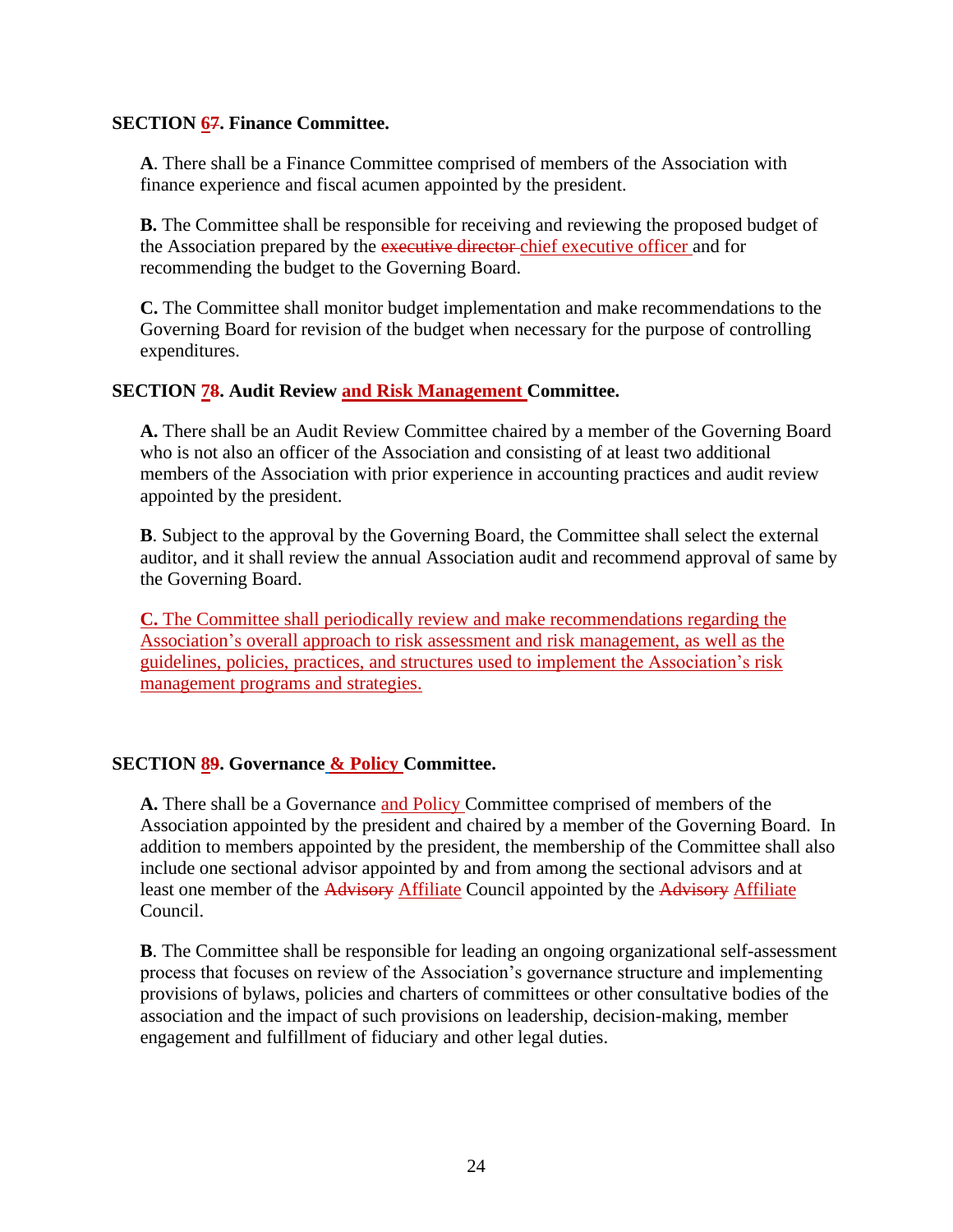**SECTION ~~7~~6. Finance Committee.**

**A**. There shall be a Finance Committee comprised of members of the Association with finance experience and fiscal acumen appointed by the president.

**B.** The Committee shall be responsible for receiving and reviewing the proposed budget of the Association prepared by the ~~executive director~~ chief executive officer and for recommending the budget to the Governing Board.

**C.** The Committee shall monitor budget implementation and make recommendations to the Governing Board for revision of the budget when necessary for the purpose of controlling expenditures.

**SECTION ~~8~~7. Audit Review and Risk Management Committee.**

**A.** There shall be an Audit Review Committee chaired by a member of the Governing Board who is not also an officer of the Association and consisting of at least two additional members of the Association with prior experience in accounting practices and audit review appointed by the president.

**B**. Subject to the approval by the Governing Board, the Committee shall select the external auditor, and it shall review the annual Association audit and recommend approval of same by the Governing Board.

**C.** The Committee shall periodically review and make recommendations regarding the Association's overall approach to risk assessment and risk management, as well as the guidelines, policies, practices, and structures used to implement the Association's risk management programs and strategies.

**SECTION ~~9~~8. Governance & Policy Committee.**

**A.** There shall be a Governance and Policy Committee comprised of members of the Association appointed by the president and chaired by a member of the Governing Board. In addition to members appointed by the president, the membership of the Committee shall also include one sectional advisor appointed by and from among the sectional advisors and at least one member of the ~~Advisory~~ Affiliate Council appointed by the ~~Advisory~~ Affiliate Council.

**B**. The Committee shall be responsible for leading an ongoing organizational self-assessment process that focuses on review of the Association's governance structure and implementing provisions of bylaws, policies and charters of committees or other consultative bodies of the association and the impact of such provisions on leadership, decision-making, member engagement and fulfillment of fiduciary and other legal duties.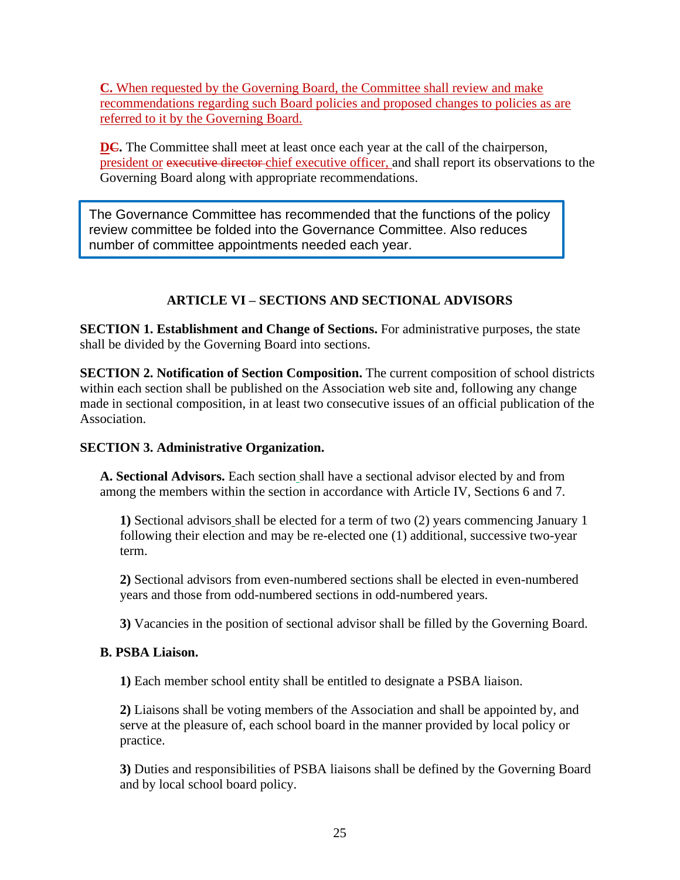**C.** When requested by the Governing Board, the Committee shall review and make recommendations regarding such Board policies and proposed changes to policies as are referred to it by the Governing Board.

**D~~C~~.** The Committee shall meet at least once each year at the call of the chairperson, president or ~~executive director~~ chief executive officer, and shall report its observations to the Governing Board along with appropriate recommendations.

> The Governance Committee has recommended that the functions of the policy review committee be folded into the Governance Committee. Also reduces number of committee appointments needed each year.

## ARTICLE VI – SECTIONS AND SECTIONAL ADVISORS

**SECTION 1. Establishment and Change of Sections.** For administrative purposes, the state shall be divided by the Governing Board into sections.

**SECTION 2. Notification of Section Composition.** The current composition of school districts within each section shall be published on the Association web site and, following any change made in sectional composition, in at least two consecutive issues of an official publication of the Association.

**SECTION 3. Administrative Organization.**

**A. Sectional Advisors.** Each section shall have a sectional advisor elected by and from among the members within the section in accordance with Article IV, Sections 6 and 7.

**1)** Sectional advisors shall be elected for a term of two (2) years commencing January 1 following their election and may be re-elected one (1) additional, successive two-year term.

**2)** Sectional advisors from even-numbered sections shall be elected in even-numbered years and those from odd-numbered sections in odd-numbered years.

**3)** Vacancies in the position of sectional advisor shall be filled by the Governing Board.

**B. PSBA Liaison.**

**1)** Each member school entity shall be entitled to designate a PSBA liaison.

**2)** Liaisons shall be voting members of the Association and shall be appointed by, and serve at the pleasure of, each school board in the manner provided by local policy or practice.

**3)** Duties and responsibilities of PSBA liaisons shall be defined by the Governing Board and by local school board policy.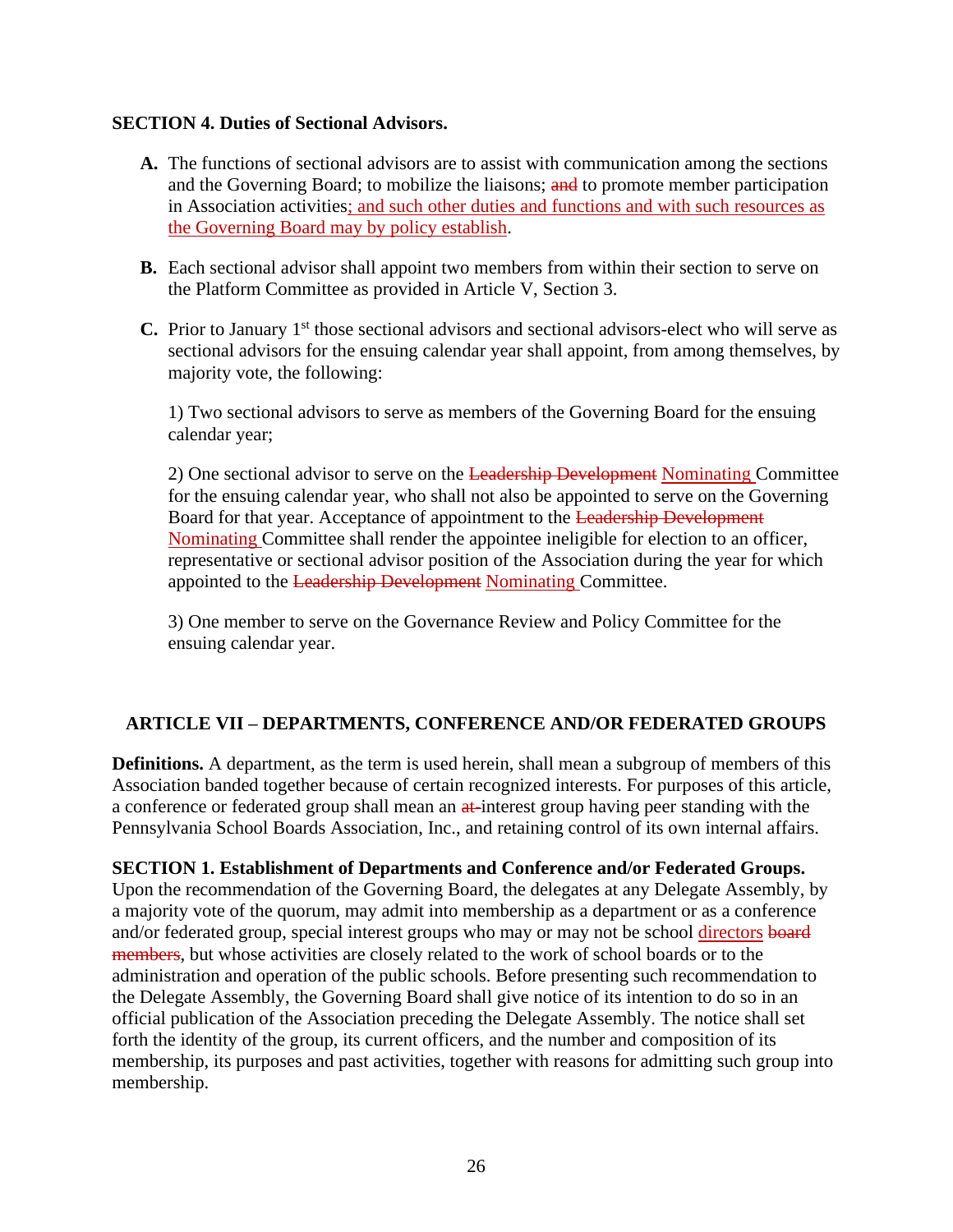**SECTION 4. Duties of Sectional Advisors.**

**A.** The functions of sectional advisors are to assist with communication among the sections and the Governing Board; to mobilize the liaisons; ~~and~~ to promote member participation in Association activities; and such other duties and functions and with such resources as the Governing Board may by policy establish.

**B.** Each sectional advisor shall appoint two members from within their section to serve on the Platform Committee as provided in Article V, Section 3.

**C.** Prior to January 1st those sectional advisors and sectional advisors-elect who will serve as sectional advisors for the ensuing calendar year shall appoint, from among themselves, by majority vote, the following:

1) Two sectional advisors to serve as members of the Governing Board for the ensuing calendar year;

2) One sectional advisor to serve on the ~~Leadership Development~~ Nominating Committee for the ensuing calendar year, who shall not also be appointed to serve on the Governing Board for that year. Acceptance of appointment to the ~~Leadership Development~~ Nominating Committee shall render the appointee ineligible for election to an officer, representative or sectional advisor position of the Association during the year for which appointed to the ~~Leadership Development~~ Nominating Committee.

3) One member to serve on the Governance Review and Policy Committee for the ensuing calendar year.

## ARTICLE VII – DEPARTMENTS, CONFERENCE AND/OR FEDERATED GROUPS

**Definitions.** A department, as the term is used herein, shall mean a subgroup of members of this Association banded together because of certain recognized interests. For purposes of this article, a conference or federated group shall mean an ~~at-~~interest group having peer standing with the Pennsylvania School Boards Association, Inc., and retaining control of its own internal affairs.

**SECTION 1. Establishment of Departments and Conference and/or Federated Groups.** Upon the recommendation of the Governing Board, the delegates at any Delegate Assembly, by a majority vote of the quorum, may admit into membership as a department or as a conference and/or federated group, special interest groups who may or may not be school directors ~~board members~~, but whose activities are closely related to the work of school boards or to the administration and operation of the public schools. Before presenting such recommendation to the Delegate Assembly, the Governing Board shall give notice of its intention to do so in an official publication of the Association preceding the Delegate Assembly. The notice shall set forth the identity of the group, its current officers, and the number and composition of its membership, its purposes and past activities, together with reasons for admitting such group into membership.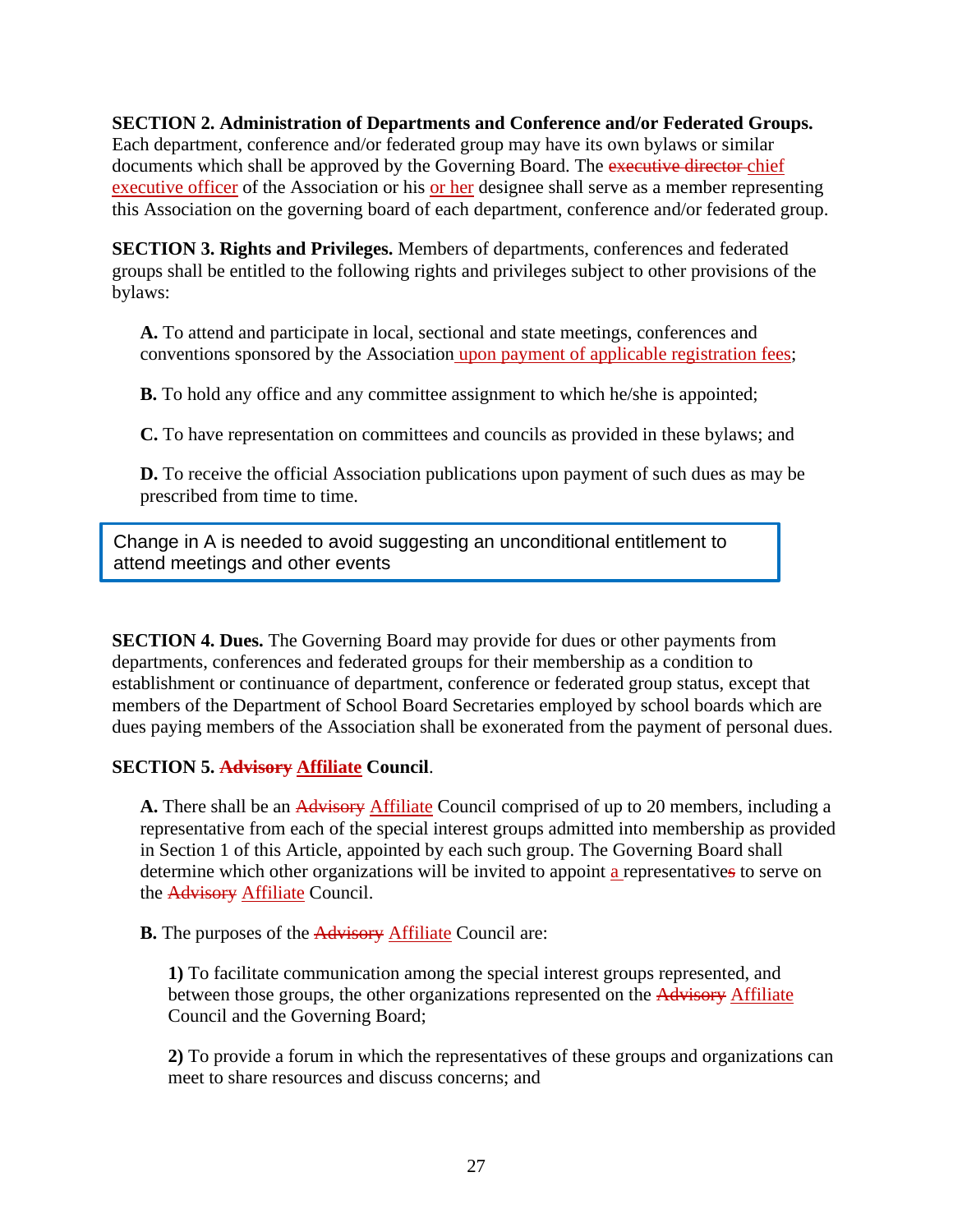**SECTION 2. Administration of Departments and Conference and/or Federated Groups.** Each department, conference and/or federated group may have its own bylaws or similar documents which shall be approved by the Governing Board. The ~~executive director~~ chief executive officer of the Association or his or her designee shall serve as a member representing this Association on the governing board of each department, conference and/or federated group.

**SECTION 3. Rights and Privileges.** Members of departments, conferences and federated groups shall be entitled to the following rights and privileges subject to other provisions of the bylaws:

> **A.** To attend and participate in local, sectional and state meetings, conferences and conventions sponsored by the Association upon payment of applicable registration fees;
>
> **B.** To hold any office and any committee assignment to which he/she is appointed;
>
> **C.** To have representation on committees and councils as provided in these bylaws; and
>
> **D.** To receive the official Association publications upon payment of such dues as may be prescribed from time to time.

Change in A is needed to avoid suggesting an unconditional entitlement to attend meetings and other events

**SECTION 4. Dues.** The Governing Board may provide for dues or other payments from departments, conferences and federated groups for their membership as a condition to establishment or continuance of department, conference or federated group status, except that members of the Department of School Board Secretaries employed by school boards which are dues paying members of the Association shall be exonerated from the payment of personal dues.

**SECTION 5. ~~Advisory~~ Affiliate Council.**

> **A.** There shall be an ~~Advisory~~ Affiliate Council comprised of up to 20 members, including a representative from each of the special interest groups admitted into membership as provided in Section 1 of this Article, appointed by each such group. The Governing Board shall determine which other organizations will be invited to appoint a representative~~s~~ to serve on the ~~Advisory~~ Affiliate Council.
>
> **B.** The purposes of the ~~Advisory~~ Affiliate Council are:
>
> > **1)** To facilitate communication among the special interest groups represented, and between those groups, the other organizations represented on the ~~Advisory~~ Affiliate Council and the Governing Board;
> >
> > **2)** To provide a forum in which the representatives of these groups and organizations can meet to share resources and discuss concerns; and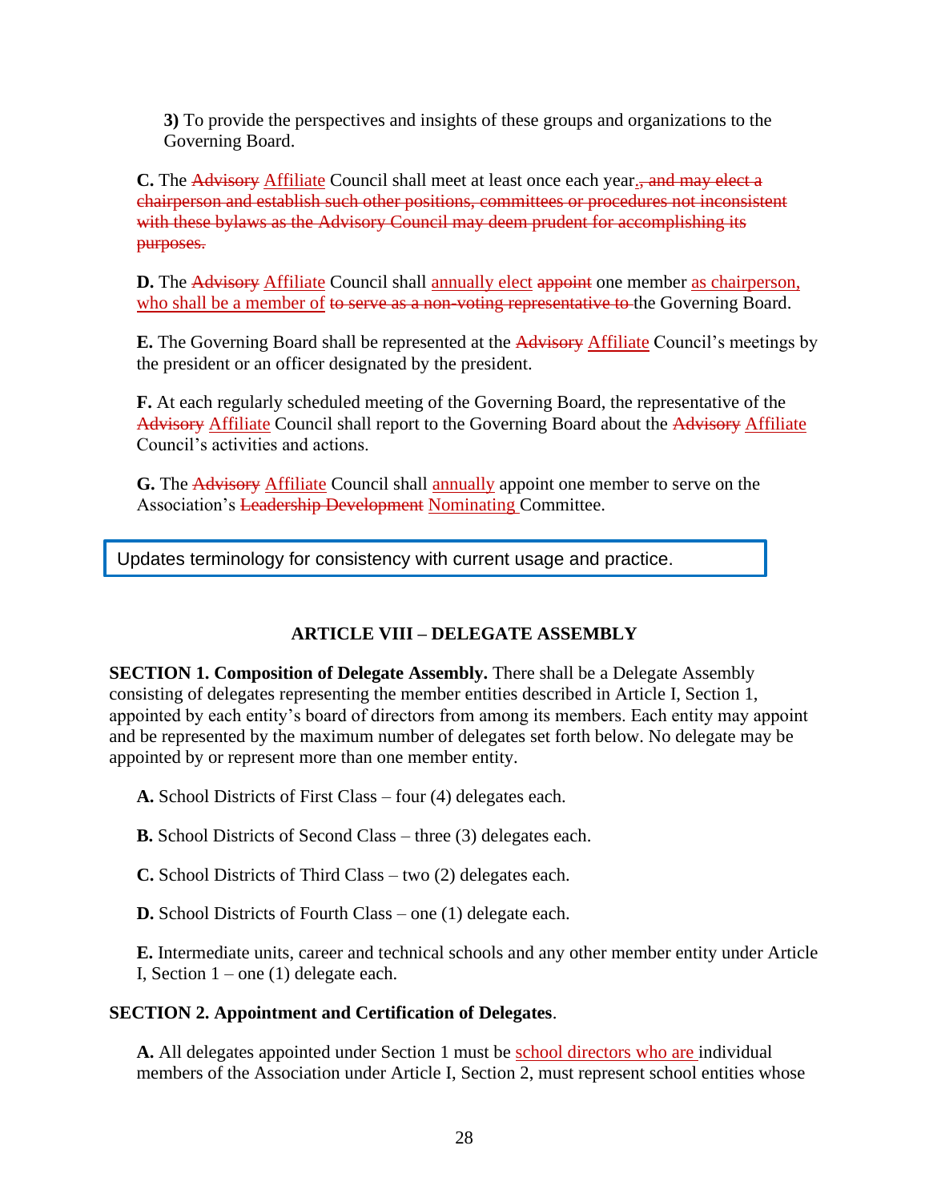**3)** To provide the perspectives and insights of these groups and organizations to the Governing Board.

**C.** The ~~Advisory~~ <ins>Affiliate</ins> Council shall meet at least once each year<ins>.</ins>~~, and may elect a chairperson and establish such other positions, committees or procedures not inconsistent with these bylaws as the Advisory Council may deem prudent for accomplishing its purposes.~~

**D.** The ~~Advisory~~ <ins>Affiliate</ins> Council shall <ins>annually elect</ins> ~~appoint~~ one member <ins>as chairperson, who shall be a member of</ins> ~~to serve as a non-voting representative to~~ the Governing Board.

**E.** The Governing Board shall be represented at the ~~Advisory~~ <ins>Affiliate</ins> Council's meetings by the president or an officer designated by the president.

**F.** At each regularly scheduled meeting of the Governing Board, the representative of the ~~Advisory~~ <ins>Affiliate</ins> Council shall report to the Governing Board about the ~~Advisory~~ <ins>Affiliate</ins> Council's activities and actions.

**G.** The ~~Advisory~~ <ins>Affiliate</ins> Council shall <ins>annually</ins> appoint one member to serve on the Association's ~~Leadership Development~~ <ins>Nominating</ins> Committee.

> Updates terminology for consistency with current usage and practice.

## ARTICLE VIII – DELEGATE ASSEMBLY

**SECTION 1. Composition of Delegate Assembly.** There shall be a Delegate Assembly consisting of delegates representing the member entities described in Article I, Section 1, appointed by each entity's board of directors from among its members. Each entity may appoint and be represented by the maximum number of delegates set forth below. No delegate may be appointed by or represent more than one member entity.

**A.** School Districts of First Class – four (4) delegates each.

**B.** School Districts of Second Class – three (3) delegates each.

**C.** School Districts of Third Class – two (2) delegates each.

**D.** School Districts of Fourth Class – one (1) delegate each.

**E.** Intermediate units, career and technical schools and any other member entity under Article I, Section 1 – one (1) delegate each.

**SECTION 2. Appointment and Certification of Delegates**.

**A.** All delegates appointed under Section 1 must be <ins>school directors who are</ins> individual members of the Association under Article I, Section 2, must represent school entities whose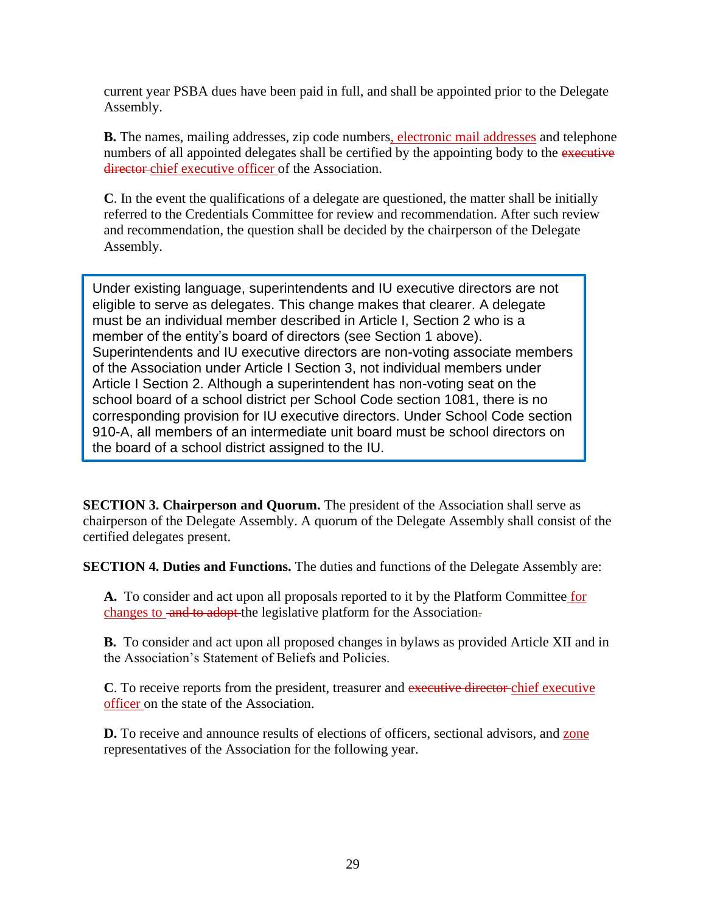current year PSBA dues have been paid in full, and shall be appointed prior to the Delegate Assembly.

**B.** The names, mailing addresses, zip code numbers, electronic mail addresses and telephone numbers of all appointed delegates shall be certified by the appointing body to the ~~executive director~~ chief executive officer of the Association.

**C**. In the event the qualifications of a delegate are questioned, the matter shall be initially referred to the Credentials Committee for review and recommendation. After such review and recommendation, the question shall be decided by the chairperson of the Delegate Assembly.

> Under existing language, superintendents and IU executive directors are not eligible to serve as delegates. This change makes that clearer. A delegate must be an individual member described in Article I, Section 2 who is a member of the entity's board of directors (see Section 1 above). Superintendents and IU executive directors are non-voting associate members of the Association under Article I Section 3, not individual members under Article I Section 2. Although a superintendent has non-voting seat on the school board of a school district per School Code section 1081, there is no corresponding provision for IU executive directors. Under School Code section 910-A, all members of an intermediate unit board must be school directors on the board of a school district assigned to the IU.

**SECTION 3. Chairperson and Quorum.** The president of the Association shall serve as chairperson of the Delegate Assembly. A quorum of the Delegate Assembly shall consist of the certified delegates present.

**SECTION 4. Duties and Functions.** The duties and functions of the Delegate Assembly are:

**A.** To consider and act upon all proposals reported to it by the Platform Committee for changes to ~~and to adopt~~ the legislative platform for the Association.

**B.** To consider and act upon all proposed changes in bylaws as provided Article XII and in the Association's Statement of Beliefs and Policies.

**C**. To receive reports from the president, treasurer and ~~executive director~~ chief executive officer on the state of the Association.

**D.** To receive and announce results of elections of officers, sectional advisors, and zone representatives of the Association for the following year.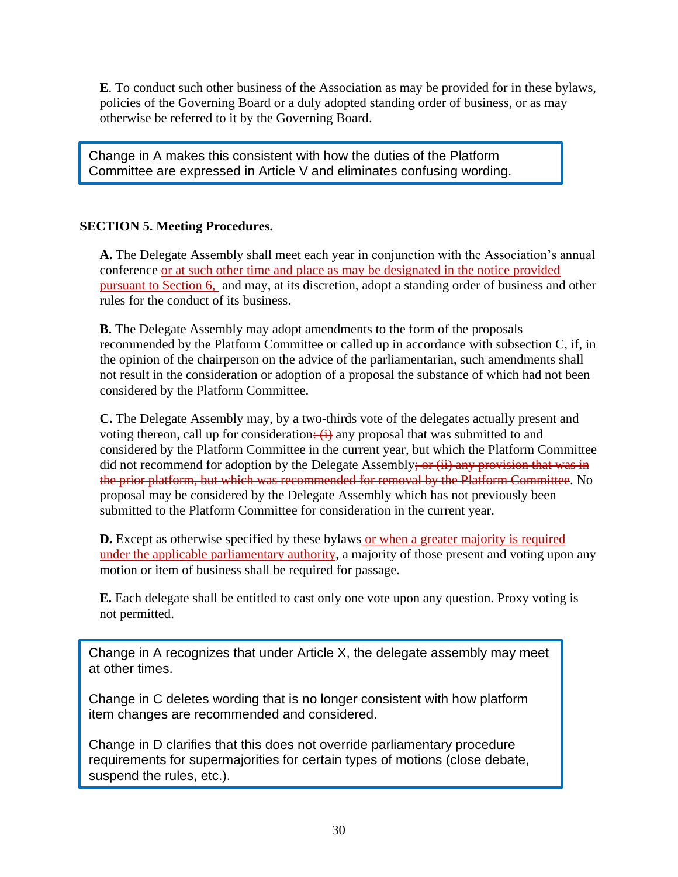**E**. To conduct such other business of the Association as may be provided for in these bylaws, policies of the Governing Board or a duly adopted standing order of business, or as may otherwise be referred to it by the Governing Board.

> Change in A makes this consistent with how the duties of the Platform Committee are expressed in Article V and eliminates confusing wording.

**SECTION 5. Meeting Procedures.**

**A.** The Delegate Assembly shall meet each year in conjunction with the Association's annual conference <u>or at such other time and place as may be designated in the notice provided pursuant to Section 6,</u> and may, at its discretion, adopt a standing order of business and other rules for the conduct of its business.

**B.** The Delegate Assembly may adopt amendments to the form of the proposals recommended by the Platform Committee or called up in accordance with subsection C, if, in the opinion of the chairperson on the advice of the parliamentarian, such amendments shall not result in the consideration or adoption of a proposal the substance of which had not been considered by the Platform Committee.

**C.** The Delegate Assembly may, by a two-thirds vote of the delegates actually present and voting thereon, call up for consideration~~: (i)~~ any proposal that was submitted to and considered by the Platform Committee in the current year, but which the Platform Committee did not recommend for adoption by the Delegate Assembly~~; or (ii) any provision that was in the prior platform, but which was recommended for removal by the Platform Committee~~. No proposal may be considered by the Delegate Assembly which has not previously been submitted to the Platform Committee for consideration in the current year.

**D.** Except as otherwise specified by these bylaws<u> or when a greater majority is required under the applicable parliamentary authority</u>, a majority of those present and voting upon any motion or item of business shall be required for passage.

**E.** Each delegate shall be entitled to cast only one vote upon any question. Proxy voting is not permitted.

> Change in A recognizes that under Article X, the delegate assembly may meet at other times.
>
> Change in C deletes wording that is no longer consistent with how platform item changes are recommended and considered.
>
> Change in D clarifies that this does not override parliamentary procedure requirements for supermajorities for certain types of motions (close debate, suspend the rules, etc.).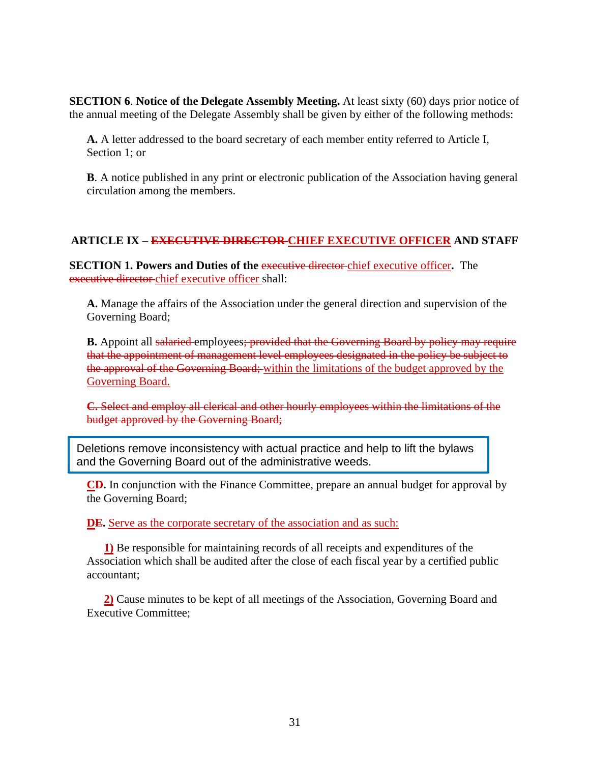**SECTION 6**. **Notice of the Delegate Assembly Meeting.** At least sixty (60) days prior notice of the annual meeting of the Delegate Assembly shall be given by either of the following methods:

**A.** A letter addressed to the board secretary of each member entity referred to Article I, Section 1; or

**B**. A notice published in any print or electronic publication of the Association having general circulation among the members.

## ARTICLE IX – ~~EXECUTIVE DIRECTOR~~ <u>CHIEF EXECUTIVE OFFICER</u> AND STAFF

**SECTION 1. Powers and Duties of the** ~~executive director~~ <u>chief executive officer</u>**.** The ~~executive director~~ <u>chief executive officer</u> shall:

**A.** Manage the affairs of the Association under the general direction and supervision of the Governing Board;

**B.** Appoint all ~~salaried~~ employees~~; provided that the Governing Board by policy may require that the appointment of management level employees designated in the policy be subject to the approval of the Governing Board;~~ <u>within the limitations of the budget approved by the Governing Board.</u>

~~**C.** Select and employ all clerical and other hourly employees within the limitations of the budget approved by the Governing Board;~~

> Deletions remove inconsistency with actual practice and help to lift the bylaws and the Governing Board out of the administrative weeds.

**<u>C</u>~~D~~.** In conjunction with the Finance Committee, prepare an annual budget for approval by the Governing Board;

**<u>D</u>~~E~~.** <u>Serve as the corporate secretary of the association and as such:</u>

**<u>1)</u>** Be responsible for maintaining records of all receipts and expenditures of the Association which shall be audited after the close of each fiscal year by a certified public accountant;

**<u>2)</u>** Cause minutes to be kept of all meetings of the Association, Governing Board and Executive Committee;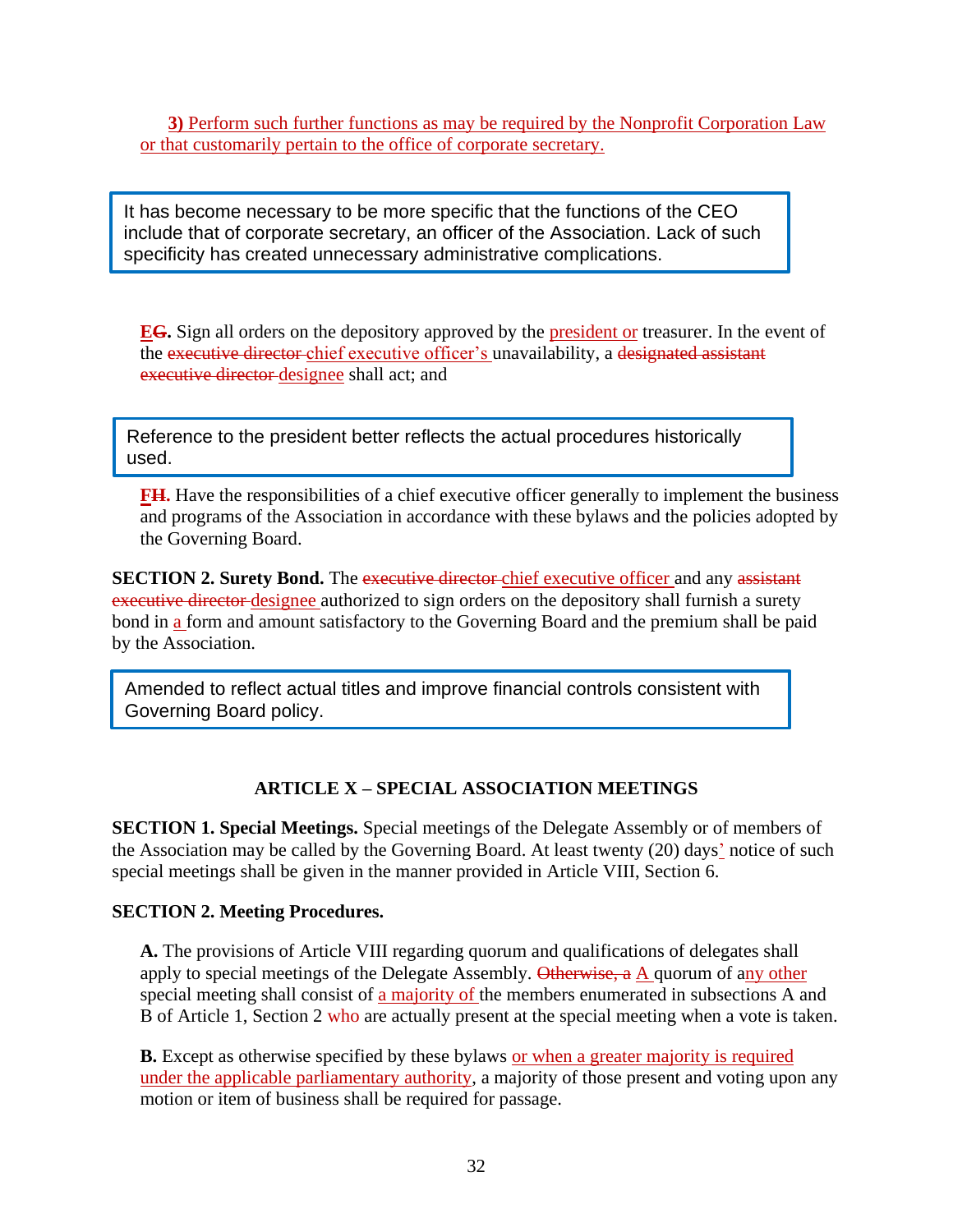**3)** Perform such further functions as may be required by the Nonprofit Corporation Law or that customarily pertain to the office of corporate secretary.

> It has become necessary to be more specific that the functions of the CEO include that of corporate secretary, an officer of the Association. Lack of such specificity has created unnecessary administrative complications.

**E~~G~~.** Sign all orders on the depository approved by the president or treasurer. In the event of the ~~executive director~~ chief executive officer's unavailability, a ~~designated assistant executive director~~ designee shall act; and

> Reference to the president better reflects the actual procedures historically used.

**F~~H~~.** Have the responsibilities of a chief executive officer generally to implement the business and programs of the Association in accordance with these bylaws and the policies adopted by the Governing Board.

**SECTION 2. Surety Bond.** The ~~executive director~~ chief executive officer and any ~~assistant executive director~~ designee authorized to sign orders on the depository shall furnish a surety bond in a form and amount satisfactory to the Governing Board and the premium shall be paid by the Association.

> Amended to reflect actual titles and improve financial controls consistent with Governing Board policy.

## ARTICLE X – SPECIAL ASSOCIATION MEETINGS

**SECTION 1. Special Meetings.** Special meetings of the Delegate Assembly or of members of the Association may be called by the Governing Board. At least twenty (20) days' notice of such special meetings shall be given in the manner provided in Article VIII, Section 6.

**SECTION 2. Meeting Procedures.**

**A.** The provisions of Article VIII regarding quorum and qualifications of delegates shall apply to special meetings of the Delegate Assembly. ~~Otherwise, a~~ A quorum of any other special meeting shall consist of a majority of the members enumerated in subsections A and B of Article 1, Section 2 who are actually present at the special meeting when a vote is taken.

**B.** Except as otherwise specified by these bylaws or when a greater majority is required under the applicable parliamentary authority, a majority of those present and voting upon any motion or item of business shall be required for passage.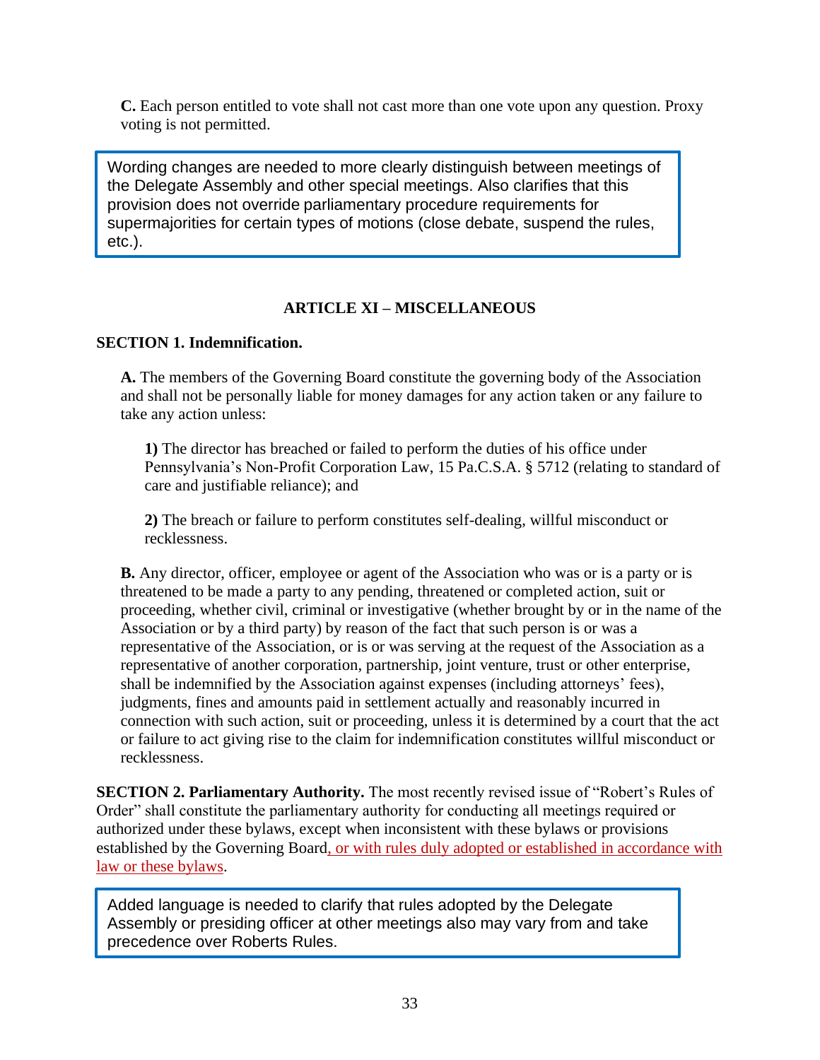**C.** Each person entitled to vote shall not cast more than one vote upon any question. Proxy voting is not permitted.

> Wording changes are needed to more clearly distinguish between meetings of the Delegate Assembly and other special meetings. Also clarifies that this provision does not override parliamentary procedure requirements for supermajorities for certain types of motions (close debate, suspend the rules, etc.).

## ARTICLE XI – MISCELLANEOUS

### SECTION 1. Indemnification.

**A.** The members of the Governing Board constitute the governing body of the Association and shall not be personally liable for money damages for any action taken or any failure to take any action unless:

**1)** The director has breached or failed to perform the duties of his office under Pennsylvania's Non-Profit Corporation Law, 15 Pa.C.S.A. § 5712 (relating to standard of care and justifiable reliance); and

**2)** The breach or failure to perform constitutes self-dealing, willful misconduct or recklessness.

**B.** Any director, officer, employee or agent of the Association who was or is a party or is threatened to be made a party to any pending, threatened or completed action, suit or proceeding, whether civil, criminal or investigative (whether brought by or in the name of the Association or by a third party) by reason of the fact that such person is or was a representative of the Association, or is or was serving at the request of the Association as a representative of another corporation, partnership, joint venture, trust or other enterprise, shall be indemnified by the Association against expenses (including attorneys' fees), judgments, fines and amounts paid in settlement actually and reasonably incurred in connection with such action, suit or proceeding, unless it is determined by a court that the act or failure to act giving rise to the claim for indemnification constitutes willful misconduct or recklessness.

**SECTION 2. Parliamentary Authority.** The most recently revised issue of "Robert's Rules of Order" shall constitute the parliamentary authority for conducting all meetings required or authorized under these bylaws, except when inconsistent with these bylaws or provisions established by the Governing Board, or with rules duly adopted or established in accordance with law or these bylaws.

> Added language is needed to clarify that rules adopted by the Delegate Assembly or presiding officer at other meetings also may vary from and take precedence over Roberts Rules.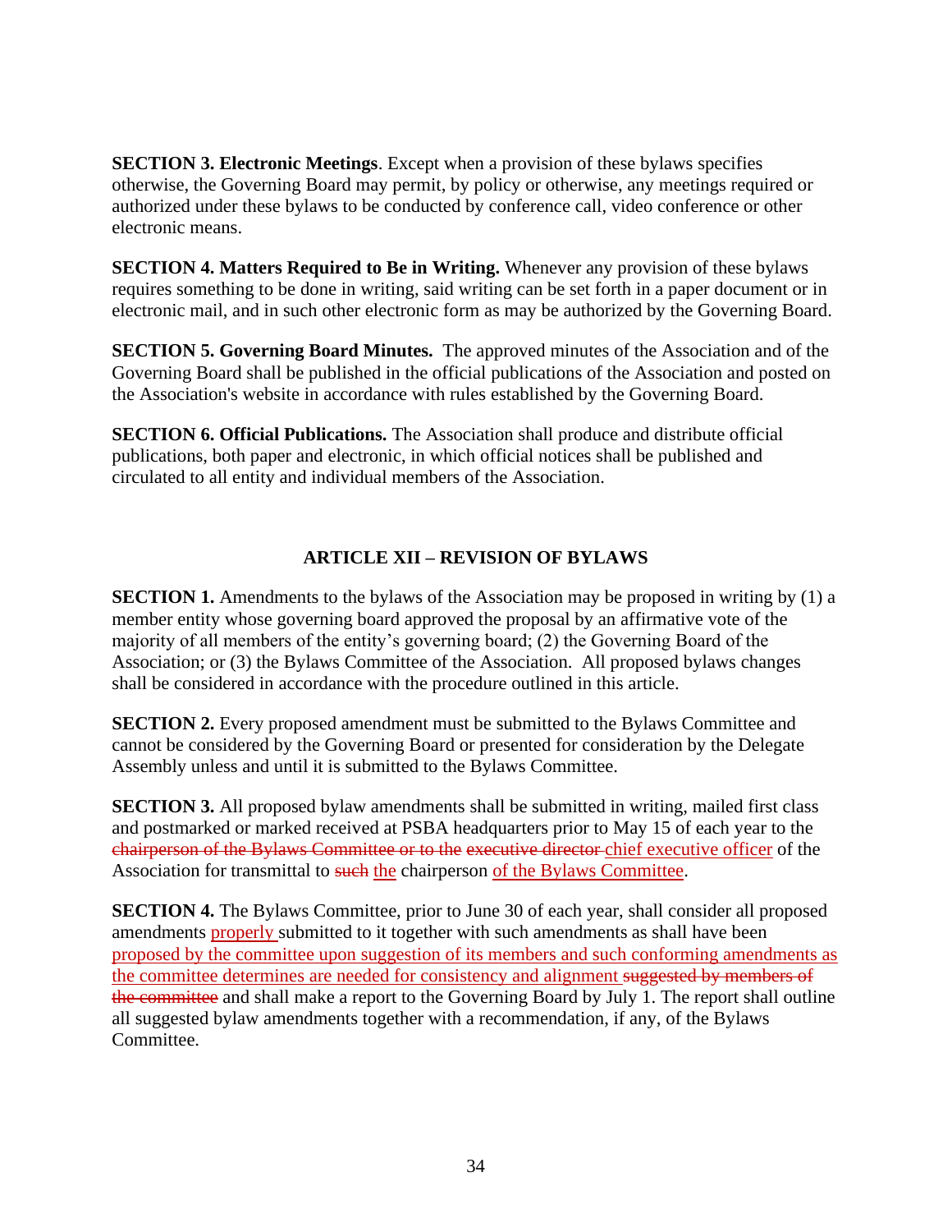**SECTION 3. Electronic Meetings**. Except when a provision of these bylaws specifies otherwise, the Governing Board may permit, by policy or otherwise, any meetings required or authorized under these bylaws to be conducted by conference call, video conference or other electronic means.

**SECTION 4. Matters Required to Be in Writing.** Whenever any provision of these bylaws requires something to be done in writing, said writing can be set forth in a paper document or in electronic mail, and in such other electronic form as may be authorized by the Governing Board.

**SECTION 5. Governing Board Minutes.** The approved minutes of the Association and of the Governing Board shall be published in the official publications of the Association and posted on the Association's website in accordance with rules established by the Governing Board.

**SECTION 6. Official Publications.** The Association shall produce and distribute official publications, both paper and electronic, in which official notices shall be published and circulated to all entity and individual members of the Association.

## ARTICLE XII – REVISION OF BYLAWS

**SECTION 1.** Amendments to the bylaws of the Association may be proposed in writing by (1) a member entity whose governing board approved the proposal by an affirmative vote of the majority of all members of the entity's governing board; (2) the Governing Board of the Association; or (3) the Bylaws Committee of the Association. All proposed bylaws changes shall be considered in accordance with the procedure outlined in this article.

**SECTION 2.** Every proposed amendment must be submitted to the Bylaws Committee and cannot be considered by the Governing Board or presented for consideration by the Delegate Assembly unless and until it is submitted to the Bylaws Committee.

**SECTION 3.** All proposed bylaw amendments shall be submitted in writing, mailed first class and postmarked or marked received at PSBA headquarters prior to May 15 of each year to the ~~chairperson of the Bylaws Committee or to the executive director~~ <u>chief executive officer</u> of the Association for transmittal to ~~such~~ <u>the</u> chairperson <u>of the Bylaws Committee</u>.

**SECTION 4.** The Bylaws Committee, prior to June 30 of each year, shall consider all proposed amendments <u>properly</u> submitted to it together with such amendments as shall have been <u>proposed by the committee upon suggestion of its members and such conforming amendments as the committee determines are needed for consistency and alignment</u> ~~suggested by members of the committee~~ and shall make a report to the Governing Board by July 1. The report shall outline all suggested bylaw amendments together with a recommendation, if any, of the Bylaws Committee.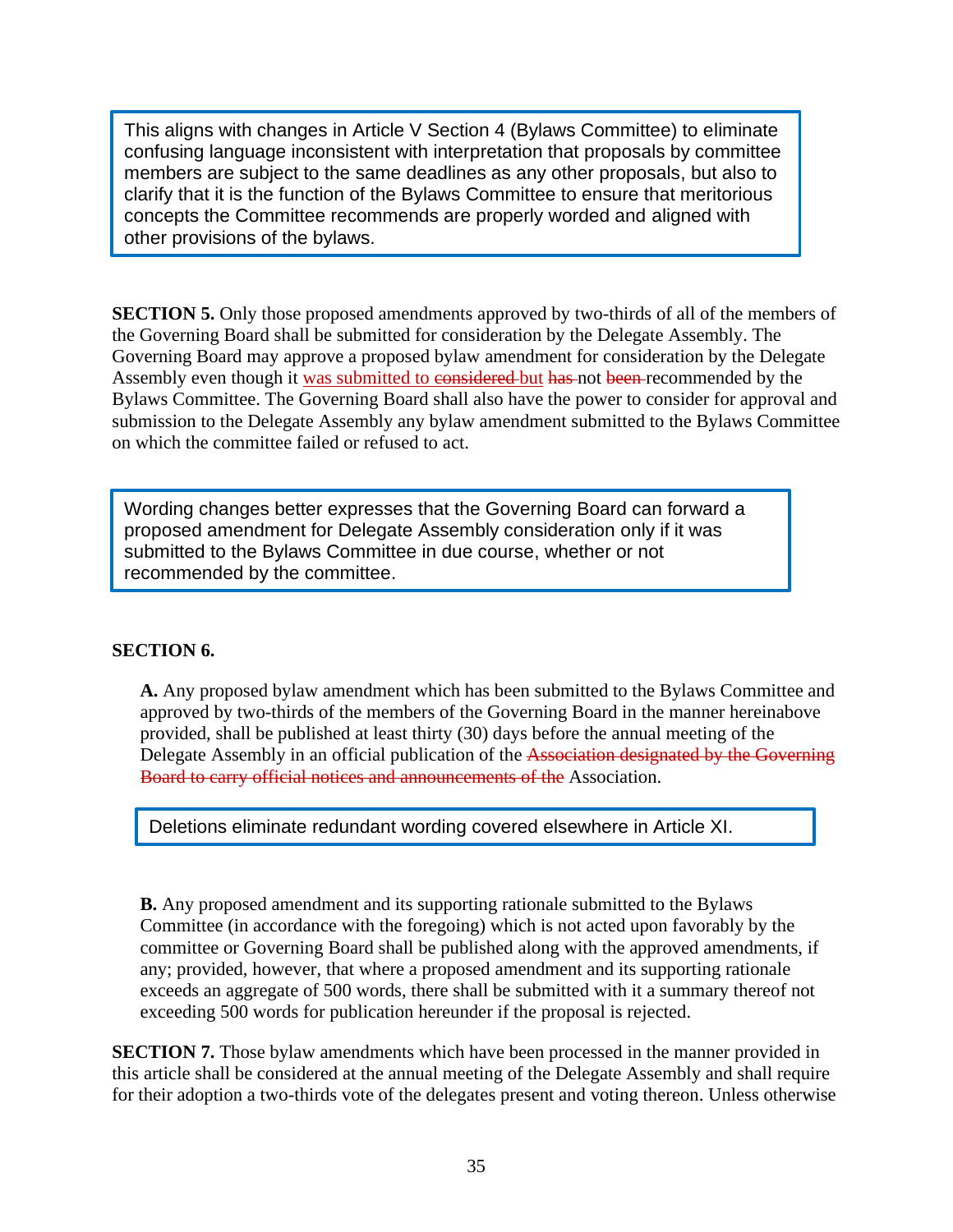> This aligns with changes in Article V Section 4 (Bylaws Committee) to eliminate confusing language inconsistent with interpretation that proposals by committee members are subject to the same deadlines as any other proposals, but also to clarify that it is the function of the Bylaws Committee to ensure that meritorious concepts the Committee recommends are properly worded and aligned with other provisions of the bylaws.

**SECTION 5.** Only those proposed amendments approved by two-thirds of all of the members of the Governing Board shall be submitted for consideration by the Delegate Assembly. The Governing Board may approve a proposed bylaw amendment for consideration by the Delegate Assembly even though it <ins>was submitted to</ins> ~~considered~~ <ins>but</ins> ~~has~~ not ~~been~~ recommended by the Bylaws Committee. The Governing Board shall also have the power to consider for approval and submission to the Delegate Assembly any bylaw amendment submitted to the Bylaws Committee on which the committee failed or refused to act.

> Wording changes better expresses that the Governing Board can forward a proposed amendment for Delegate Assembly consideration only if it was submitted to the Bylaws Committee in due course, whether or not recommended by the committee.

**SECTION 6.**

**A.** Any proposed bylaw amendment which has been submitted to the Bylaws Committee and approved by two-thirds of the members of the Governing Board in the manner hereinabove provided, shall be published at least thirty (30) days before the annual meeting of the Delegate Assembly in an official publication of the ~~Association designated by the Governing Board to carry official notices and announcements of the~~ Association.

> Deletions eliminate redundant wording covered elsewhere in Article XI.

**B.** Any proposed amendment and its supporting rationale submitted to the Bylaws Committee (in accordance with the foregoing) which is not acted upon favorably by the committee or Governing Board shall be published along with the approved amendments, if any; provided, however, that where a proposed amendment and its supporting rationale exceeds an aggregate of 500 words, there shall be submitted with it a summary thereof not exceeding 500 words for publication hereunder if the proposal is rejected.

**SECTION 7.** Those bylaw amendments which have been processed in the manner provided in this article shall be considered at the annual meeting of the Delegate Assembly and shall require for their adoption a two-thirds vote of the delegates present and voting thereon. Unless otherwise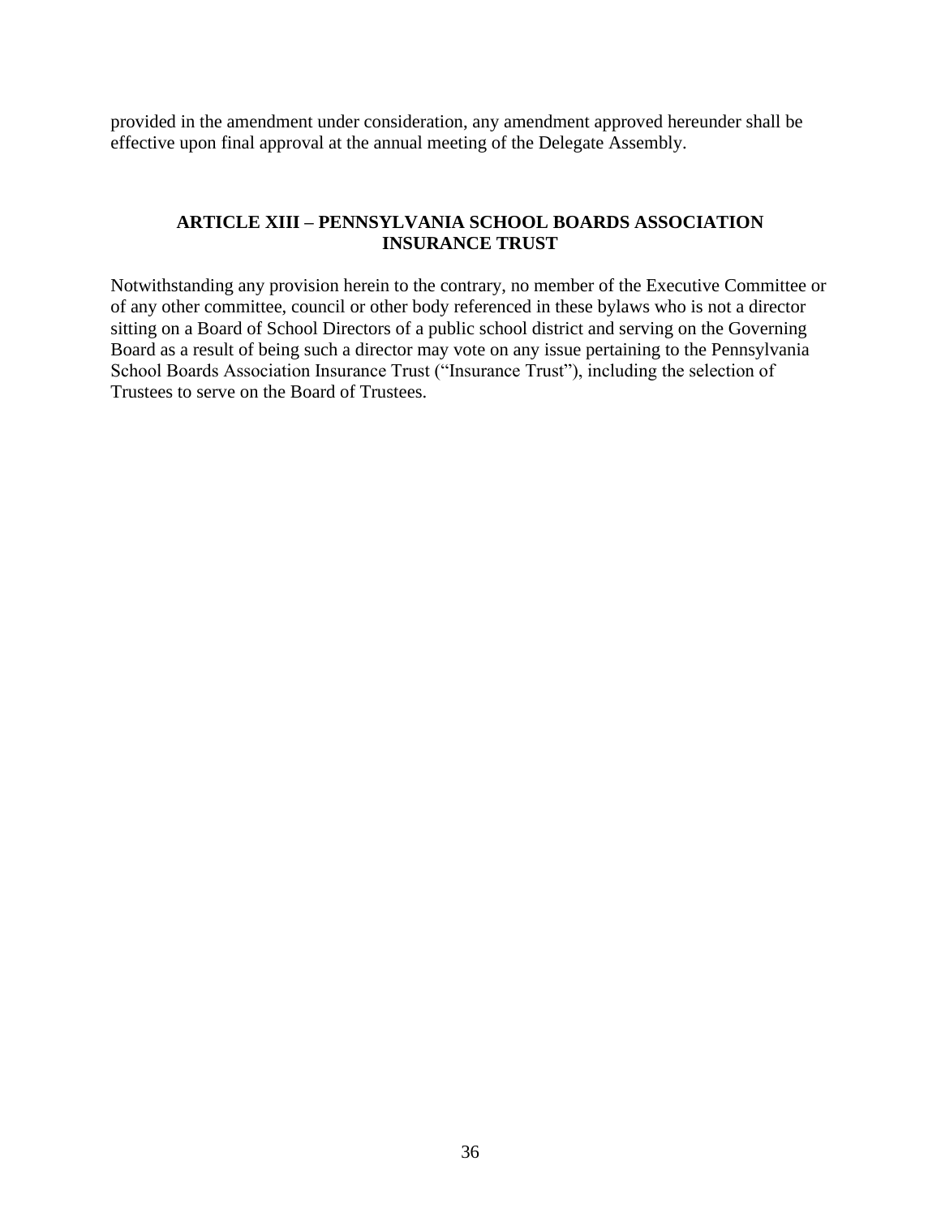provided in the amendment under consideration, any amendment approved hereunder shall be effective upon final approval at the annual meeting of the Delegate Assembly.

## ARTICLE XIII – PENNSYLVANIA SCHOOL BOARDS ASSOCIATION INSURANCE TRUST

Notwithstanding any provision herein to the contrary, no member of the Executive Committee or of any other committee, council or other body referenced in these bylaws who is not a director sitting on a Board of School Directors of a public school district and serving on the Governing Board as a result of being such a director may vote on any issue pertaining to the Pennsylvania School Boards Association Insurance Trust ("Insurance Trust"), including the selection of Trustees to serve on the Board of Trustees.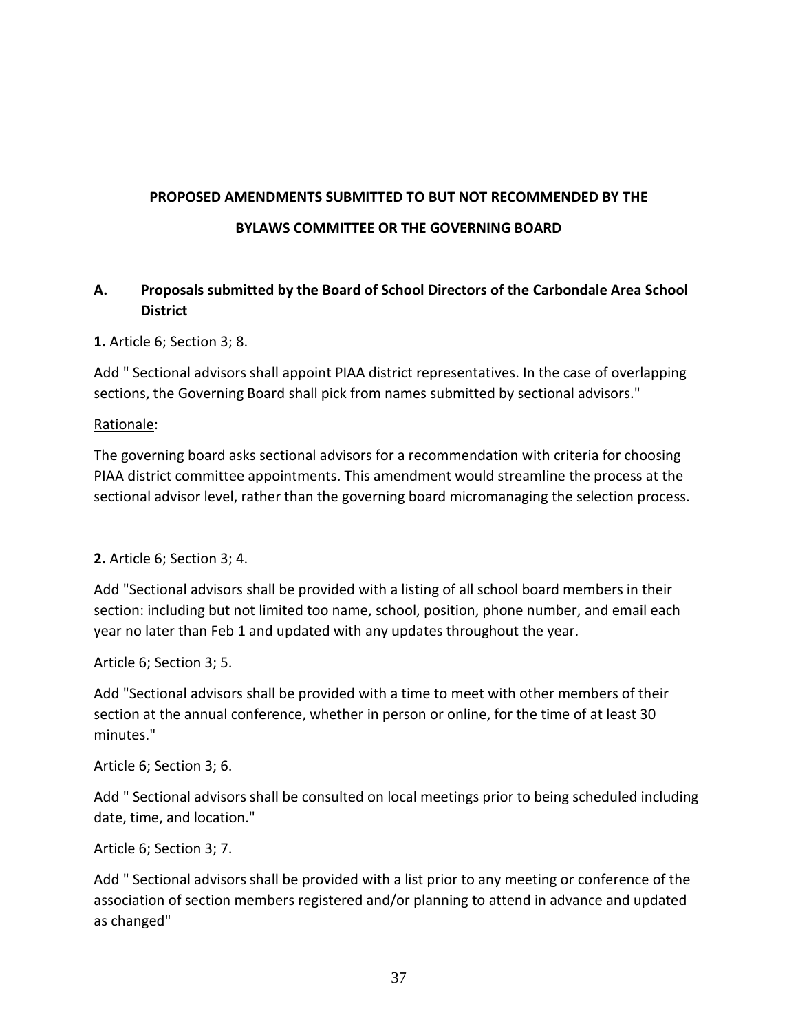## PROPOSED AMENDMENTS SUBMITTED TO BUT NOT RECOMMENDED BY THE BYLAWS COMMITTEE OR THE GOVERNING BOARD

### A. Proposals submitted by the Board of School Directors of the Carbondale Area School District

**1.** Article 6; Section 3; 8.

Add " Sectional advisors shall appoint PIAA district representatives. In the case of overlapping sections, the Governing Board shall pick from names submitted by sectional advisors."

<u>Rationale</u>:

The governing board asks sectional advisors for a recommendation with criteria for choosing PIAA district committee appointments. This amendment would streamline the process at the sectional advisor level, rather than the governing board micromanaging the selection process.

**2.** Article 6; Section 3; 4.

Add "Sectional advisors shall be provided with a listing of all school board members in their section: including but not limited too name, school, position, phone number, and email each year no later than Feb 1 and updated with any updates throughout the year.

Article 6; Section 3; 5.

Add "Sectional advisors shall be provided with a time to meet with other members of their section at the annual conference, whether in person or online, for the time of at least 30 minutes."

Article 6; Section 3; 6.

Add " Sectional advisors shall be consulted on local meetings prior to being scheduled including date, time, and location."

Article 6; Section 3; 7.

Add " Sectional advisors shall be provided with a list prior to any meeting or conference of the association of section members registered and/or planning to attend in advance and updated as changed"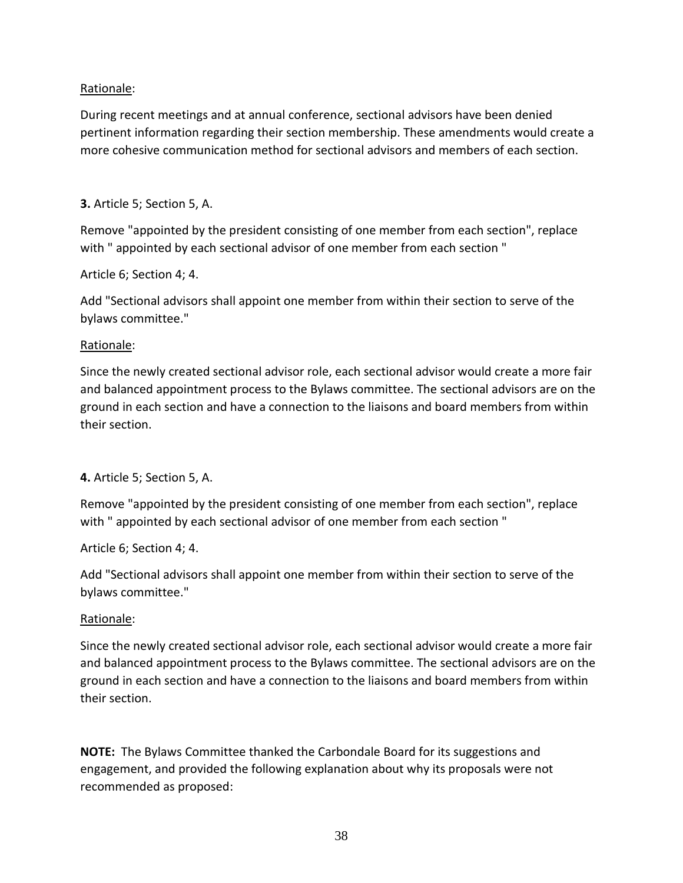Rationale:

During recent meetings and at annual conference, sectional advisors have been denied pertinent information regarding their section membership. These amendments would create a more cohesive communication method for sectional advisors and members of each section.

**3.** Article 5; Section 5, A.

Remove "appointed by the president consisting of one member from each section", replace with " appointed by each sectional advisor of one member from each section "

Article 6; Section 4; 4.

Add "Sectional advisors shall appoint one member from within their section to serve of the bylaws committee."

Rationale:

Since the newly created sectional advisor role, each sectional advisor would create a more fair and balanced appointment process to the Bylaws committee. The sectional advisors are on the ground in each section and have a connection to the liaisons and board members from within their section.

**4.** Article 5; Section 5, A.

Remove "appointed by the president consisting of one member from each section", replace with " appointed by each sectional advisor of one member from each section "

Article 6; Section 4; 4.

Add "Sectional advisors shall appoint one member from within their section to serve of the bylaws committee."

Rationale:

Since the newly created sectional advisor role, each sectional advisor would create a more fair and balanced appointment process to the Bylaws committee. The sectional advisors are on the ground in each section and have a connection to the liaisons and board members from within their section.

**NOTE:** The Bylaws Committee thanked the Carbondale Board for its suggestions and engagement, and provided the following explanation about why its proposals were not recommended as proposed: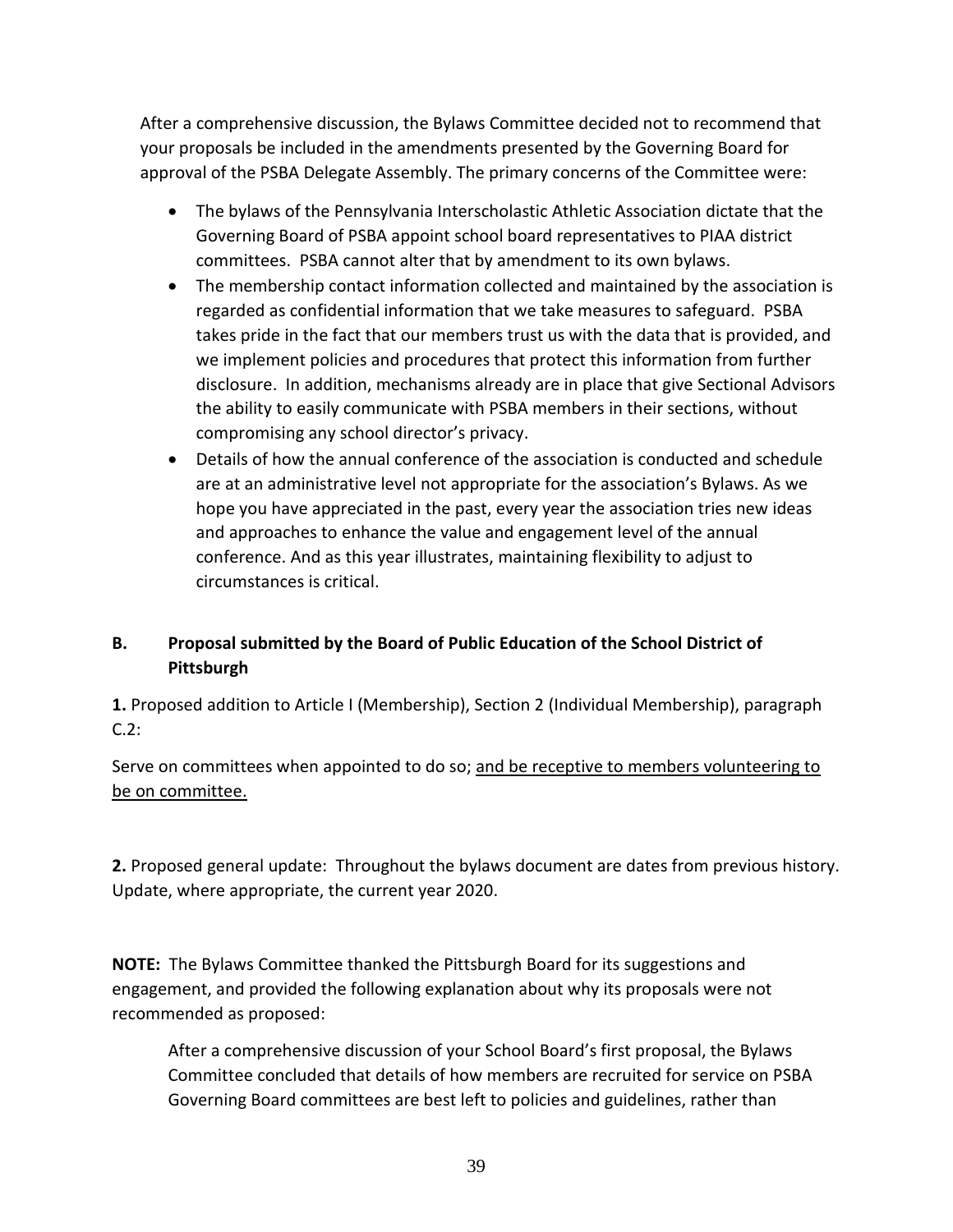After a comprehensive discussion, the Bylaws Committee decided not to recommend that your proposals be included in the amendments presented by the Governing Board for approval of the PSBA Delegate Assembly. The primary concerns of the Committee were:

- The bylaws of the Pennsylvania Interscholastic Athletic Association dictate that the Governing Board of PSBA appoint school board representatives to PIAA district committees. PSBA cannot alter that by amendment to its own bylaws.
- The membership contact information collected and maintained by the association is regarded as confidential information that we take measures to safeguard. PSBA takes pride in the fact that our members trust us with the data that is provided, and we implement policies and procedures that protect this information from further disclosure. In addition, mechanisms already are in place that give Sectional Advisors the ability to easily communicate with PSBA members in their sections, without compromising any school director's privacy.
- Details of how the annual conference of the association is conducted and schedule are at an administrative level not appropriate for the association's Bylaws. As we hope you have appreciated in the past, every year the association tries new ideas and approaches to enhance the value and engagement level of the annual conference. And as this year illustrates, maintaining flexibility to adjust to circumstances is critical.

**B. Proposal submitted by the Board of Public Education of the School District of Pittsburgh**

**1.** Proposed addition to Article I (Membership), Section 2 (Individual Membership), paragraph C.2:

Serve on committees when appointed to do so; <u>and be receptive to members volunteering to be on committee.</u>

**2.** Proposed general update: Throughout the bylaws document are dates from previous history. Update, where appropriate, the current year 2020.

**NOTE:** The Bylaws Committee thanked the Pittsburgh Board for its suggestions and engagement, and provided the following explanation about why its proposals were not recommended as proposed:

After a comprehensive discussion of your School Board's first proposal, the Bylaws Committee concluded that details of how members are recruited for service on PSBA Governing Board committees are best left to policies and guidelines, rather than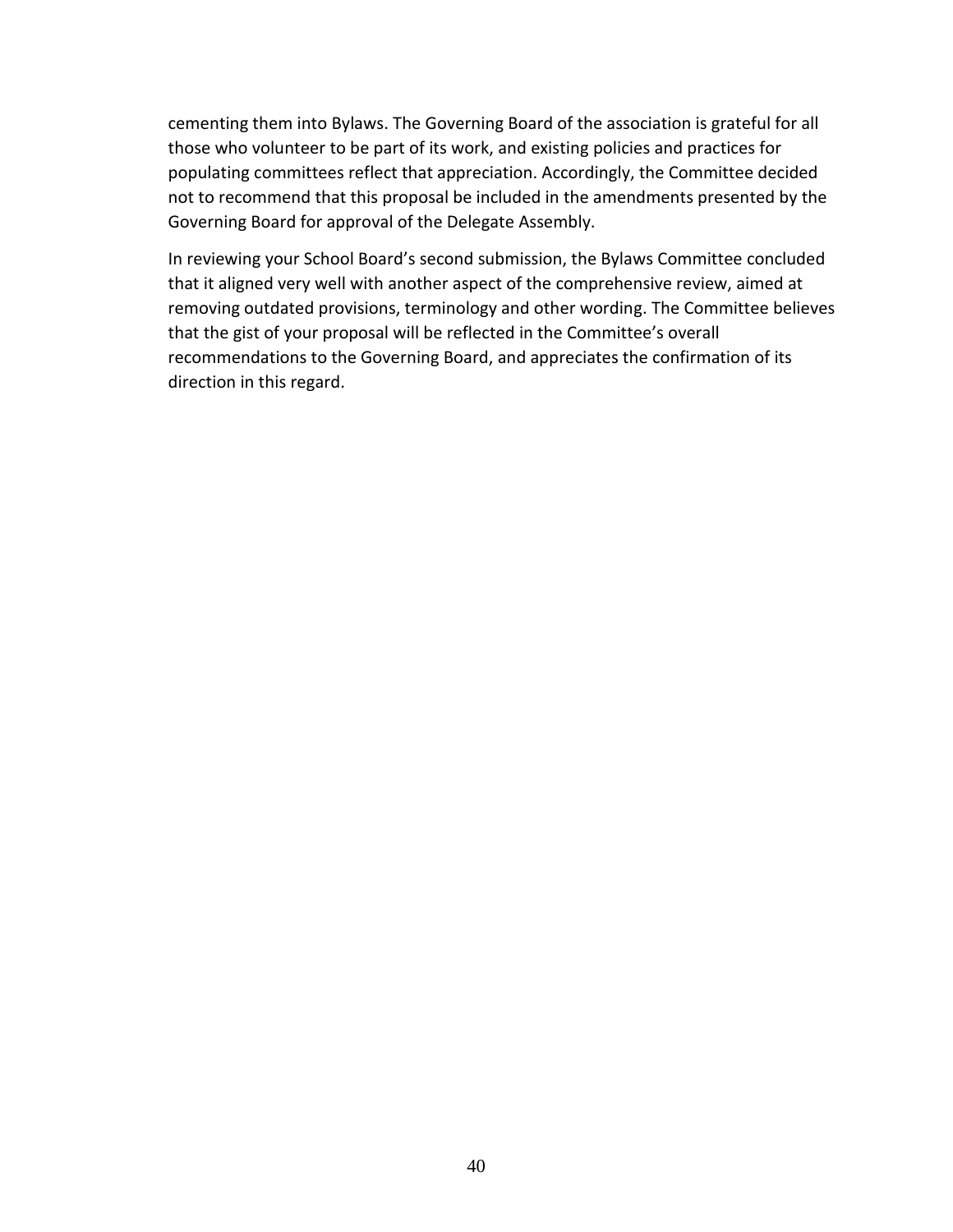cementing them into Bylaws. The Governing Board of the association is grateful for all those who volunteer to be part of its work, and existing policies and practices for populating committees reflect that appreciation. Accordingly, the Committee decided not to recommend that this proposal be included in the amendments presented by the Governing Board for approval of the Delegate Assembly.

In reviewing your School Board's second submission, the Bylaws Committee concluded that it aligned very well with another aspect of the comprehensive review, aimed at removing outdated provisions, terminology and other wording. The Committee believes that the gist of your proposal will be reflected in the Committee's overall recommendations to the Governing Board, and appreciates the confirmation of its direction in this regard.